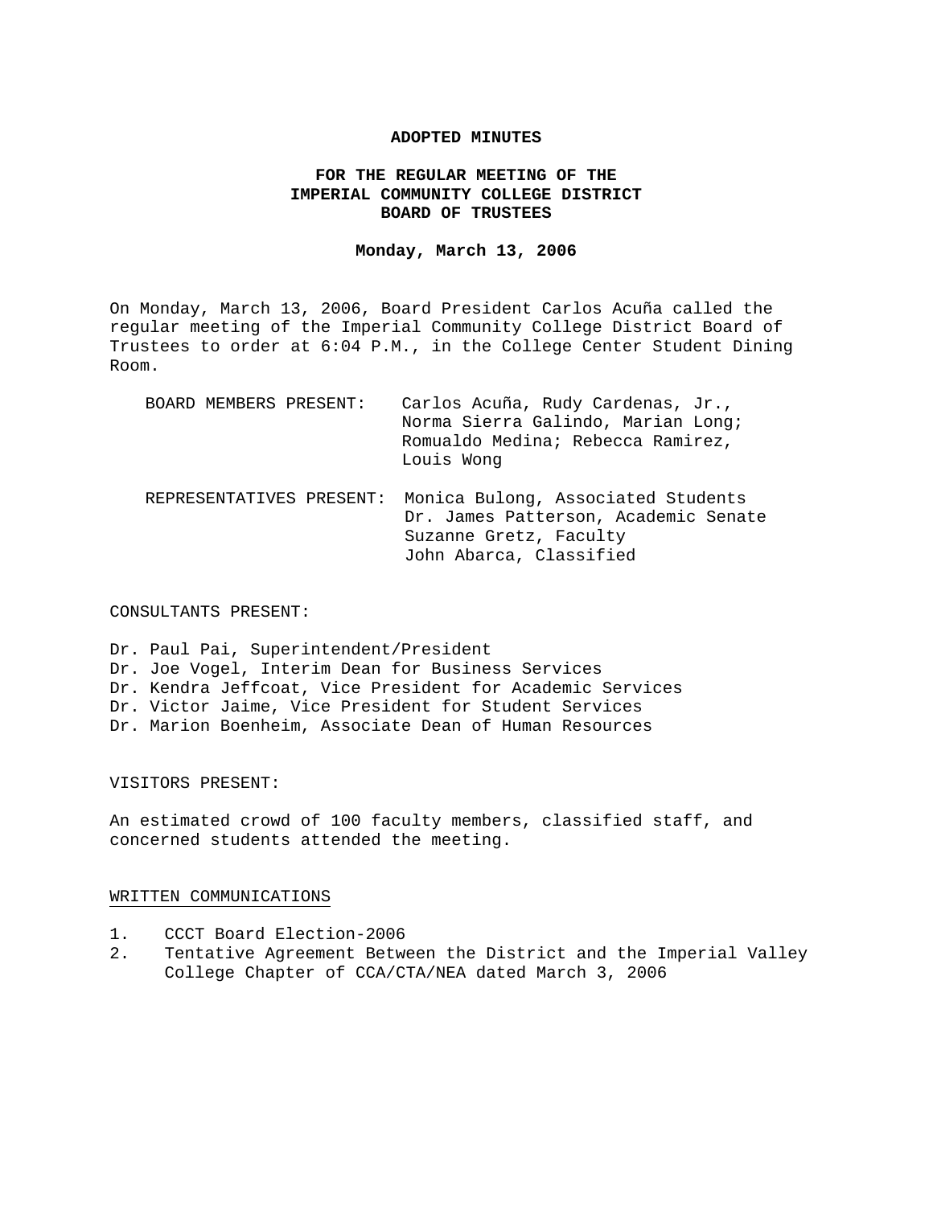**ADOPTED MINUTES**

**FOR THE REGULAR MEETING OF THE**
**IMPERIAL COMMUNITY COLLEGE DISTRICT**
**BOARD OF TRUSTEES**

**Monday, March 13, 2006**

On Monday, March 13, 2006, Board President Carlos Acuña called the regular meeting of the Imperial Community College District Board of Trustees to order at 6:04 P.M., in the College Center Student Dining Room.

BOARD MEMBERS PRESENT: Carlos Acuña, Rudy Cardenas, Jr., Norma Sierra Galindo, Marian Long; Romualdo Medina; Rebecca Ramirez, Louis Wong

REPRESENTATIVES PRESENT: Monica Bulong, Associated Students
Dr. James Patterson, Academic Senate
Suzanne Gretz, Faculty
John Abarca, Classified

CONSULTANTS PRESENT:

Dr. Paul Pai, Superintendent/President
Dr. Joe Vogel, Interim Dean for Business Services
Dr. Kendra Jeffcoat, Vice President for Academic Services
Dr. Victor Jaime, Vice President for Student Services
Dr. Marion Boenheim, Associate Dean of Human Resources

VISITORS PRESENT:

An estimated crowd of 100 faculty members, classified staff, and concerned students attended the meeting.

<u>WRITTEN COMMUNICATIONS</u>

1. CCCT Board Election-2006
2. Tentative Agreement Between the District and the Imperial Valley College Chapter of CCA/CTA/NEA dated March 3, 2006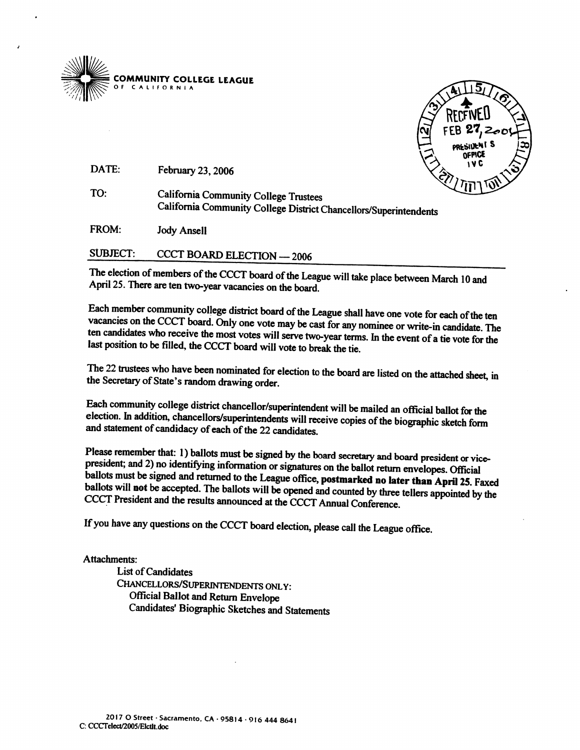**COMMUNITY COLLEGE LEAGUE**
OF CALIFORNIA

RECEIVED
FEB 27, 2006
PRESIDENT'S OFFICE
IVC

| | |
|---|---|
| DATE: | February 23, 2006 |
| TO: | California Community College Trustees<br>California Community College District Chancellors/Superintendents |
| FROM: | Jody Ansell |
| SUBJECT: | CCCT BOARD ELECTION — 2006 |

The election of members of the CCCT board of the League will take place between March 10 and April 25. There are ten two-year vacancies on the board.

Each member community college district board of the League shall have one vote for each of the ten vacancies on the CCCT board. Only one vote may be cast for any nominee or write-in candidate. The ten candidates who receive the most votes will serve two-year terms. In the event of a tie vote for the last position to be filled, the CCCT board will vote to break the tie.

The 22 trustees who have been nominated for election to the board are listed on the attached sheet, in the Secretary of State's random drawing order.

Each community college district chancellor/superintendent will be mailed an official ballot for the election. In addition, chancellors/superintendents will receive copies of the biographic sketch form and statement of candidacy of each of the 22 candidates.

Please remember that: 1) ballots must be signed by the board secretary and board president or vice-president; and 2) no identifying information or signatures on the ballot return envelopes. Official ballots must be signed and returned to the League office, **postmarked no later than April 25**. Faxed ballots will **not** be accepted. The ballots will be opened and counted by three tellers appointed by the CCCT President and the results announced at the CCCT Annual Conference.

If you have any questions on the CCCT board election, please call the League office.

Attachments:
- List of Candidates
- CHANCELLORS/SUPERINTENDENTS ONLY:
  - Official Ballot and Return Envelope
  - Candidates' Biographic Sketches and Statements

2017 O Street · Sacramento, CA · 95814 · 916 444 8641
C: CCCTelect/2005/Elctlt.doc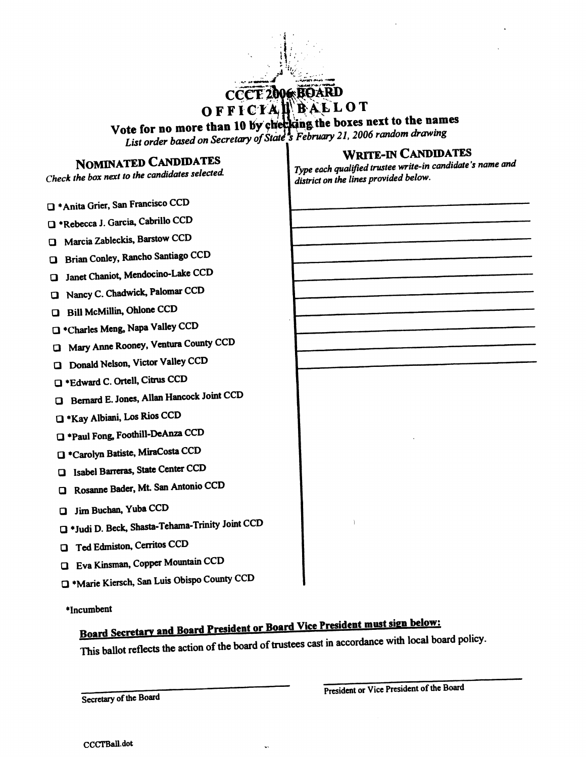# CCCT 2006 BOARD

# OFFICIAL BALLOT

**Vote for no more than 10 by checking the boxes next to the names**

*List order based on Secretary of State's February 21, 2006 random drawing*

## NOMINATED CANDIDATES

*Check the box next to the candidates selected.*

- ☐ *Anita Grier, San Francisco CCD
- ☐ *Rebecca J. Garcia, Cabrillo CCD
- ☐ Marcia Zableckis, Barstow CCD
- ☐ Brian Conley, Rancho Santiago CCD
- ☐ Janet Chaniot, Mendocino-Lake CCD
- ☐ Nancy C. Chadwick, Palomar CCD
- ☐ Bill McMillin, Ohlone CCD
- ☐ *Charles Meng, Napa Valley CCD
- ☐ Mary Anne Rooney, Ventura County CCD
- ☐ Donald Nelson, Victor Valley CCD
- ☐ *Edward C. Ortell, Citrus CCD
- ☐ Bernard E. Jones, Allan Hancock Joint CCD
- ☐ *Kay Albiani, Los Rios CCD
- ☐ *Paul Fong, Foothill-DeAnza CCD
- ☐ *Carolyn Batiste, MiraCosta CCD
- ☐ Isabel Barreras, State Center CCD
- ☐ Rosanne Bader, Mt. San Antonio CCD
- ☐ Jim Buchan, Yuba CCD
- ☐ *Judi D. Beck, Shasta-Tehama-Trinity Joint CCD
- ☐ Ted Edmiston, Cerritos CCD
- ☐ Eva Kinsman, Copper Mountain CCD
- ☐ *Marie Kiersch, San Luis Obispo County CCD

## WRITE-IN CANDIDATES

*Type each qualified trustee write-in candidate's name and district on the lines provided below.*

1. ______________________________
2. ______________________________
3. ______________________________
4. ______________________________
5. ______________________________
6. ______________________________
7. ______________________________
8. ______________________________
9. ______________________________
10. ______________________________

*Incumbent

**Board Secretary and Board President or Board Vice President must sign below:**

This ballot reflects the action of the board of trustees cast in accordance with local board policy.

______________________________
Secretary of the Board

______________________________
President or Vice President of the Board

CCCTBall.dot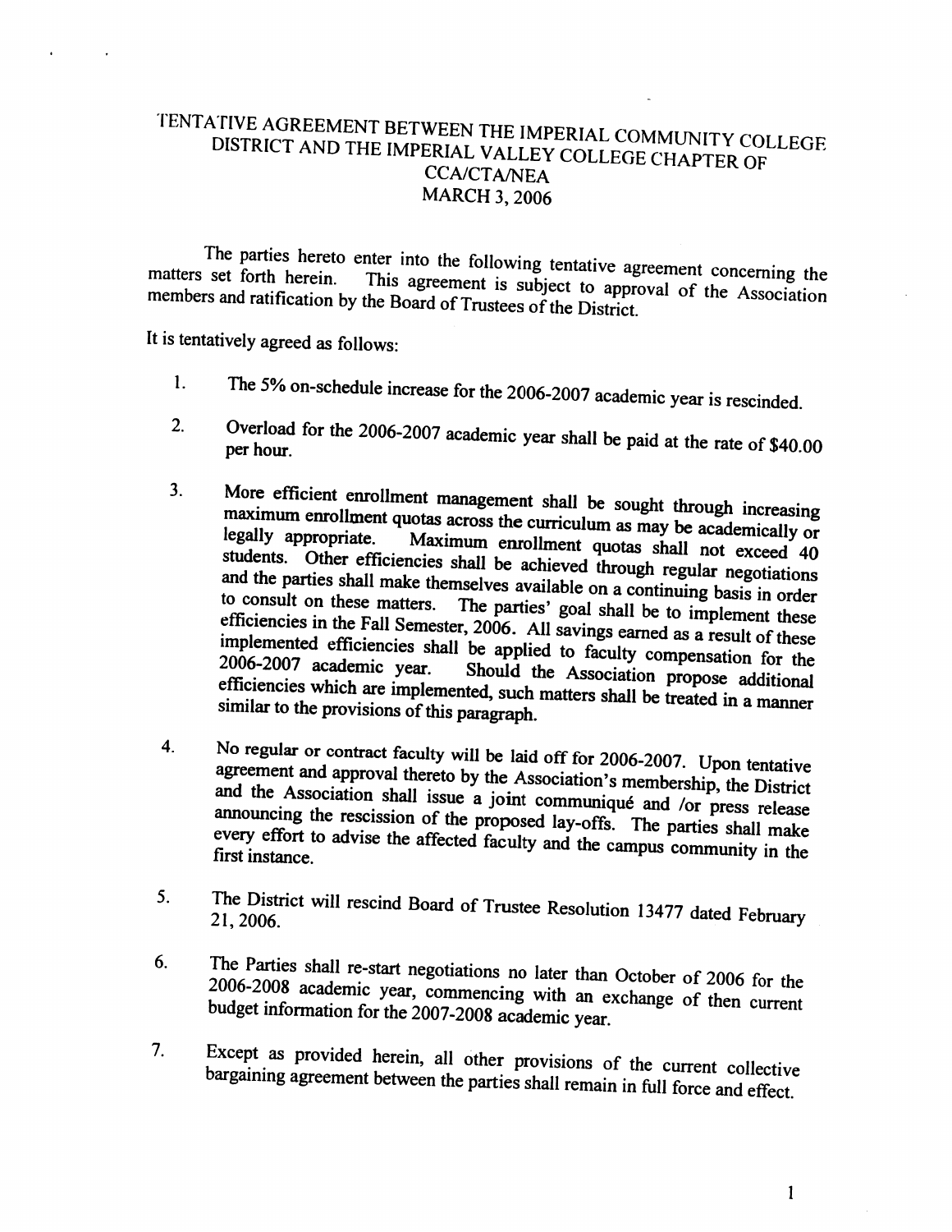# TENTATIVE AGREEMENT BETWEEN THE IMPERIAL COMMUNITY COLLEGE DISTRICT AND THE IMPERIAL VALLEY COLLEGE CHAPTER OF CCA/CTA/NEA

## MARCH 3, 2006

The parties hereto enter into the following tentative agreement concerning the matters set forth herein. This agreement is subject to approval of the Association members and ratification by the Board of Trustees of the District.

It is tentatively agreed as follows:

1. The 5% on-schedule increase for the 2006-2007 academic year is rescinded.

2. Overload for the 2006-2007 academic year shall be paid at the rate of $40.00 per hour.

3. More efficient enrollment management shall be sought through increasing maximum enrollment quotas across the curriculum as may be academically or legally appropriate. Maximum enrollment quotas shall not exceed 40 students. Other efficiencies shall be achieved through regular negotiations and the parties shall make themselves available on a continuing basis in order to consult on these matters. The parties' goal shall be to implement these efficiencies in the Fall Semester, 2006. All savings earned as a result of these implemented efficiencies shall be applied to faculty compensation for the 2006-2007 academic year. Should the Association propose additional efficiencies which are implemented, such matters shall be treated in a manner similar to the provisions of this paragraph.

4. No regular or contract faculty will be laid off for 2006-2007. Upon tentative agreement and approval thereto by the Association's membership, the District and the Association shall issue a joint communiqué and /or press release announcing the rescission of the proposed lay-offs. The parties shall make every effort to advise the affected faculty and the campus community in the first instance.

5. The District will rescind Board of Trustee Resolution 13477 dated February 21, 2006.

6. The Parties shall re-start negotiations no later than October of 2006 for the 2006-2008 academic year, commencing with an exchange of then current budget information for the 2007-2008 academic year.

7. Except as provided herein, all other provisions of the current collective bargaining agreement between the parties shall remain in full force and effect.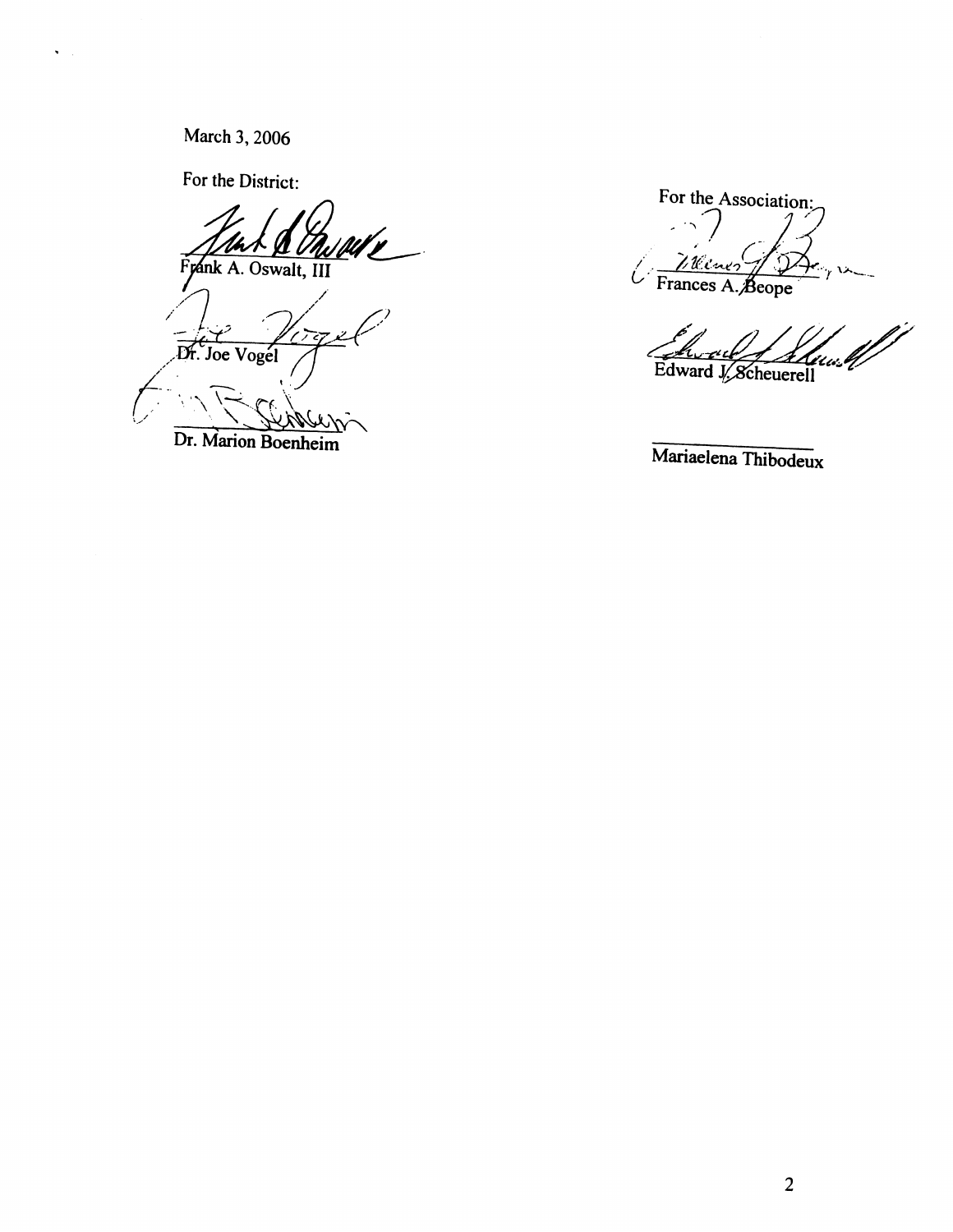March 3, 2006

For the District:

Frank A. Oswalt, III

Dr. Joe Vogel

Dr. Marion Boenheim

For the Association:

Frances A. Beope

Edward J. Scheuerell

Mariaelena Thibodeux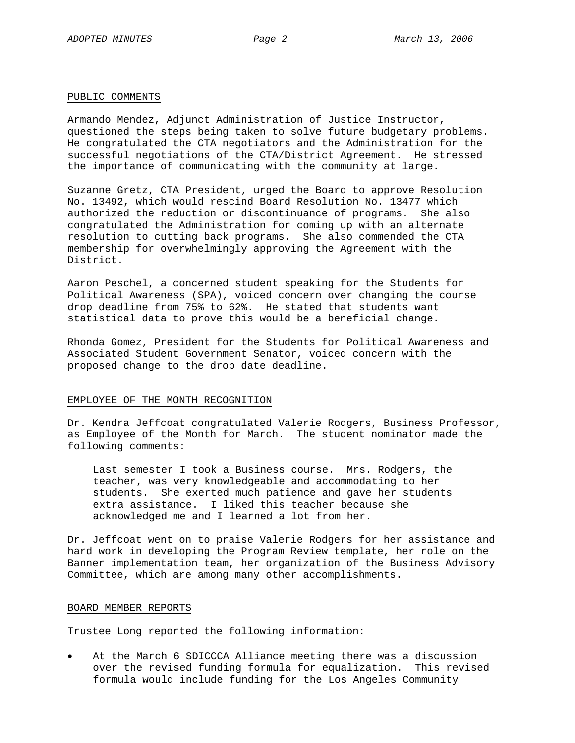## PUBLIC COMMENTS

Armando Mendez, Adjunct Administration of Justice Instructor, questioned the steps being taken to solve future budgetary problems. He congratulated the CTA negotiators and the Administration for the successful negotiations of the CTA/District Agreement. He stressed the importance of communicating with the community at large.

Suzanne Gretz, CTA President, urged the Board to approve Resolution No. 13492, which would rescind Board Resolution No. 13477 which authorized the reduction or discontinuance of programs. She also congratulated the Administration for coming up with an alternate resolution to cutting back programs. She also commended the CTA membership for overwhelmingly approving the Agreement with the District.

Aaron Peschel, a concerned student speaking for the Students for Political Awareness (SPA), voiced concern over changing the course drop deadline from 75% to 62%. He stated that students want statistical data to prove this would be a beneficial change.

Rhonda Gomez, President for the Students for Political Awareness and Associated Student Government Senator, voiced concern with the proposed change to the drop date deadline.

## EMPLOYEE OF THE MONTH RECOGNITION

Dr. Kendra Jeffcoat congratulated Valerie Rodgers, Business Professor, as Employee of the Month for March. The student nominator made the following comments:

> Last semester I took a Business course. Mrs. Rodgers, the teacher, was very knowledgeable and accommodating to her students. She exerted much patience and gave her students extra assistance. I liked this teacher because she acknowledged me and I learned a lot from her.

Dr. Jeffcoat went on to praise Valerie Rodgers for her assistance and hard work in developing the Program Review template, her role on the Banner implementation team, her organization of the Business Advisory Committee, which are among many other accomplishments.

## BOARD MEMBER REPORTS

Trustee Long reported the following information:

- At the March 6 SDICCCA Alliance meeting there was a discussion over the revised funding formula for equalization. This revised formula would include funding for the Los Angeles Community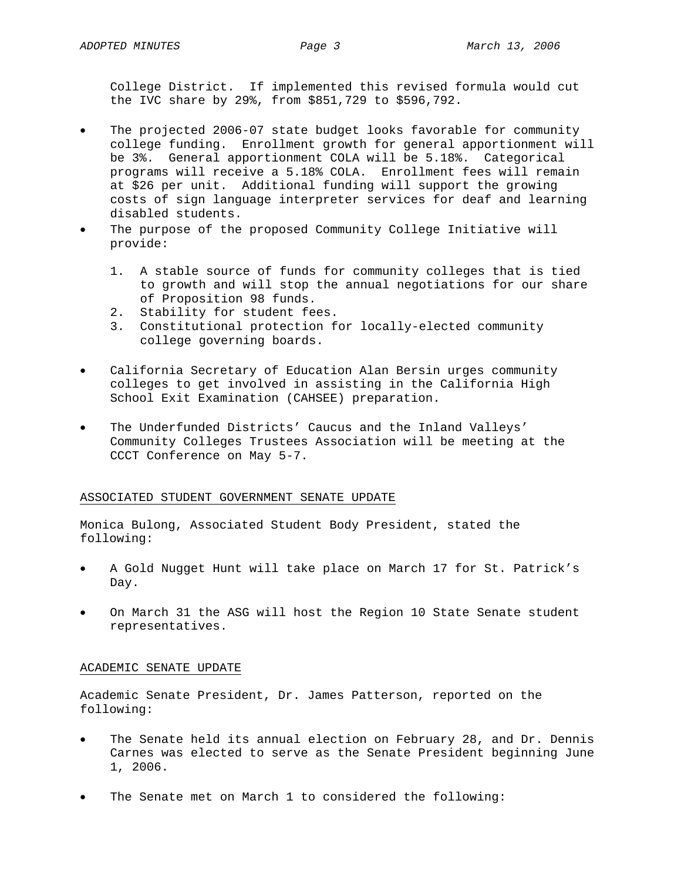College District. If implemented this revised formula would cut the IVC share by 29%, from $851,729 to $596,792.

- The projected 2006-07 state budget looks favorable for community college funding. Enrollment growth for general apportionment will be 3%. General apportionment COLA will be 5.18%. Categorical programs will receive a 5.18% COLA. Enrollment fees will remain at $26 per unit. Additional funding will support the growing costs of sign language interpreter services for deaf and learning disabled students.
- The purpose of the proposed Community College Initiative will provide:

  1. A stable source of funds for community colleges that is tied to growth and will stop the annual negotiations for our share of Proposition 98 funds.
  2. Stability for student fees.
  3. Constitutional protection for locally-elected community college governing boards.

- California Secretary of Education Alan Bersin urges community colleges to get involved in assisting in the California High School Exit Examination (CAHSEE) preparation.

- The Underfunded Districts' Caucus and the Inland Valleys' Community Colleges Trustees Association will be meeting at the CCCT Conference on May 5-7.

## ASSOCIATED STUDENT GOVERNMENT SENATE UPDATE

Monica Bulong, Associated Student Body President, stated the following:

- A Gold Nugget Hunt will take place on March 17 for St. Patrick's Day.

- On March 31 the ASG will host the Region 10 State Senate student representatives.

## ACADEMIC SENATE UPDATE

Academic Senate President, Dr. James Patterson, reported on the following:

- The Senate held its annual election on February 28, and Dr. Dennis Carnes was elected to serve as the Senate President beginning June 1, 2006.

- The Senate met on March 1 to considered the following: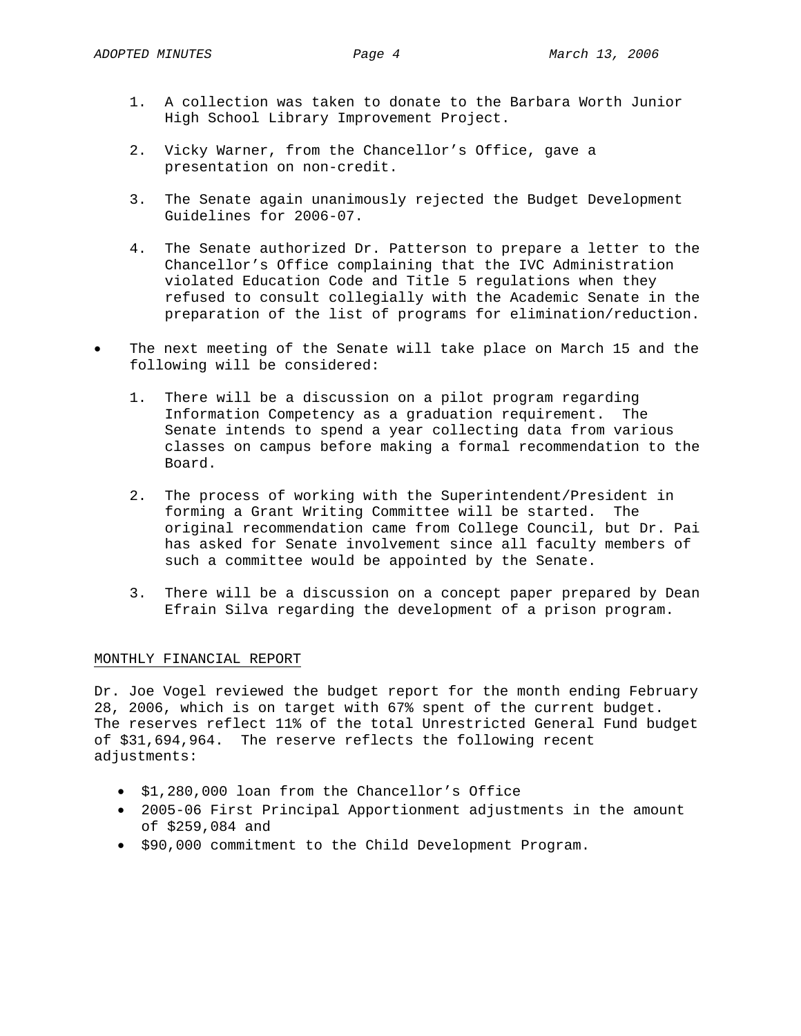1. A collection was taken to donate to the Barbara Worth Junior High School Library Improvement Project.

2. Vicky Warner, from the Chancellor's Office, gave a presentation on non-credit.

3. The Senate again unanimously rejected the Budget Development Guidelines for 2006-07.

4. The Senate authorized Dr. Patterson to prepare a letter to the Chancellor's Office complaining that the IVC Administration violated Education Code and Title 5 regulations when they refused to consult collegially with the Academic Senate in the preparation of the list of programs for elimination/reduction.

- The next meeting of the Senate will take place on March 15 and the following will be considered:

  1. There will be a discussion on a pilot program regarding Information Competency as a graduation requirement. The Senate intends to spend a year collecting data from various classes on campus before making a formal recommendation to the Board.

  2. The process of working with the Superintendent/President in forming a Grant Writing Committee will be started. The original recommendation came from College Council, but Dr. Pai has asked for Senate involvement since all faculty members of such a committee would be appointed by the Senate.

  3. There will be a discussion on a concept paper prepared by Dean Efrain Silva regarding the development of a prison program.

MONTHLY FINANCIAL REPORT

Dr. Joe Vogel reviewed the budget report for the month ending February 28, 2006, which is on target with 67% spent of the current budget. The reserves reflect 11% of the total Unrestricted General Fund budget of $31,694,964. The reserve reflects the following recent adjustments:

- $1,280,000 loan from the Chancellor's Office
- 2005-06 First Principal Apportionment adjustments in the amount of $259,084 and
- $90,000 commitment to the Child Development Program.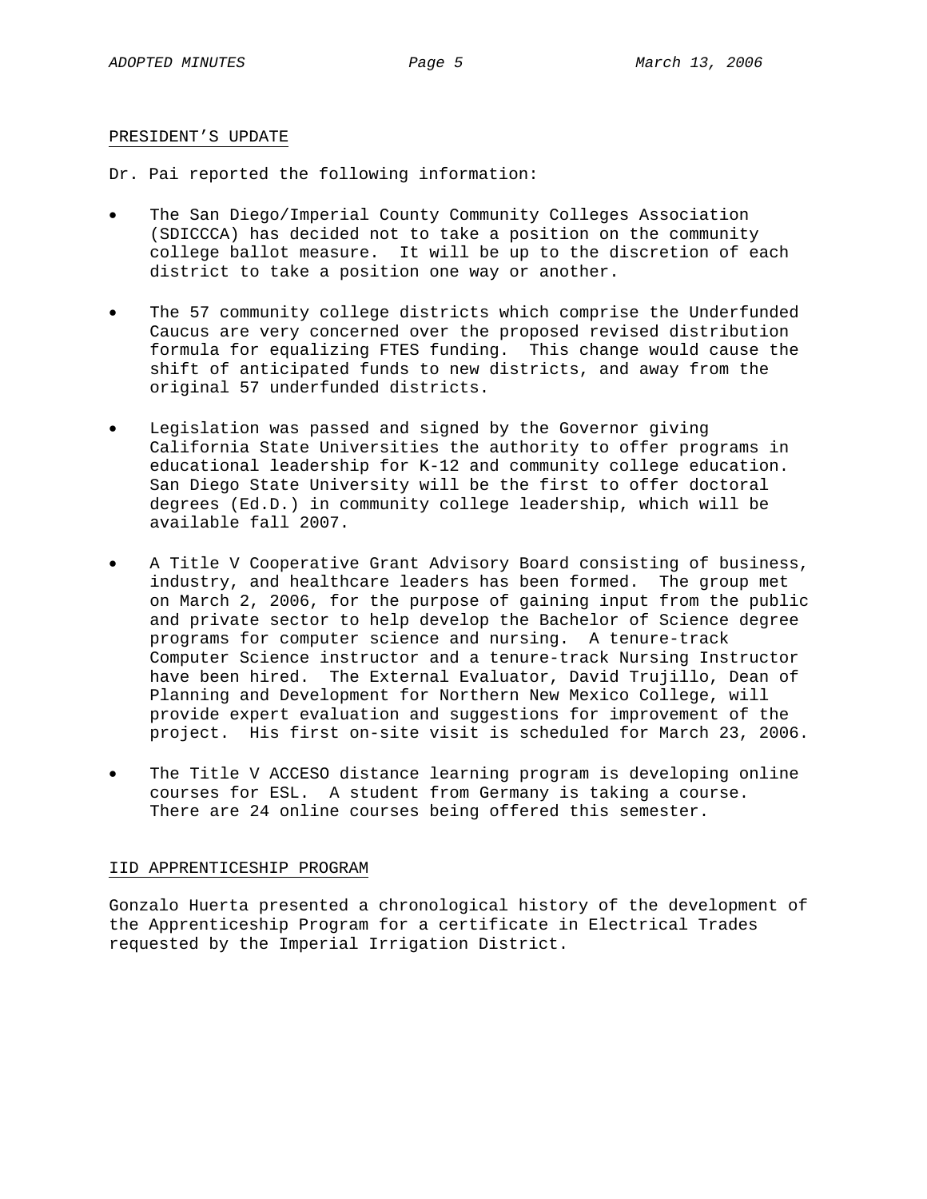## PRESIDENT'S UPDATE

Dr. Pai reported the following information:

- The San Diego/Imperial County Community Colleges Association (SDICCCA) has decided not to take a position on the community college ballot measure. It will be up to the discretion of each district to take a position one way or another.

- The 57 community college districts which comprise the Underfunded Caucus are very concerned over the proposed revised distribution formula for equalizing FTES funding. This change would cause the shift of anticipated funds to new districts, and away from the original 57 underfunded districts.

- Legislation was passed and signed by the Governor giving California State Universities the authority to offer programs in educational leadership for K-12 and community college education. San Diego State University will be the first to offer doctoral degrees (Ed.D.) in community college leadership, which will be available fall 2007.

- A Title V Cooperative Grant Advisory Board consisting of business, industry, and healthcare leaders has been formed. The group met on March 2, 2006, for the purpose of gaining input from the public and private sector to help develop the Bachelor of Science degree programs for computer science and nursing. A tenure-track Computer Science instructor and a tenure-track Nursing Instructor have been hired. The External Evaluator, David Trujillo, Dean of Planning and Development for Northern New Mexico College, will provide expert evaluation and suggestions for improvement of the project. His first on-site visit is scheduled for March 23, 2006.

- The Title V ACCESO distance learning program is developing online courses for ESL. A student from Germany is taking a course. There are 24 online courses being offered this semester.

## IID APPRENTICESHIP PROGRAM

Gonzalo Huerta presented a chronological history of the development of the Apprenticeship Program for a certificate in Electrical Trades requested by the Imperial Irrigation District.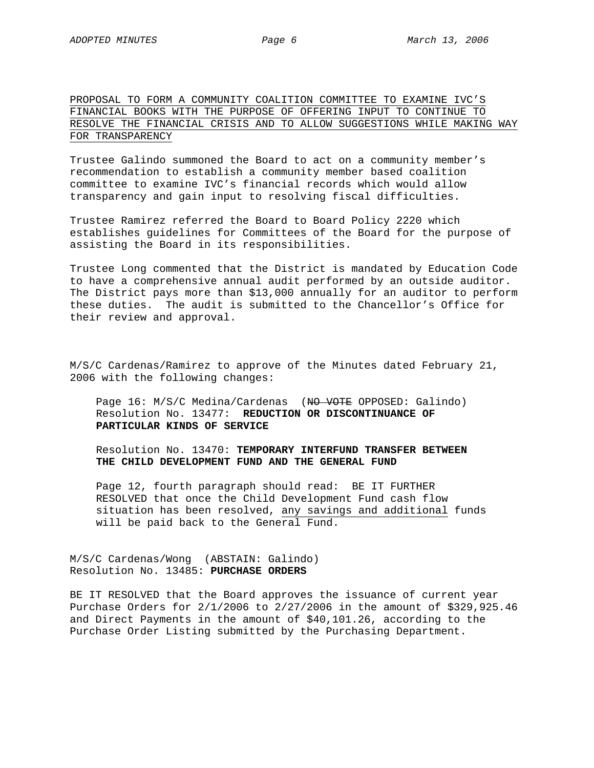<u>PROPOSAL TO FORM A COMMUNITY COALITION COMMITTEE TO EXAMINE IVC'S FINANCIAL BOOKS WITH THE PURPOSE OF OFFERING INPUT TO CONTINUE TO RESOLVE THE FINANCIAL CRISIS AND TO ALLOW SUGGESTIONS WHILE MAKING WAY FOR TRANSPARENCY</u>

Trustee Galindo summoned the Board to act on a community member's recommendation to establish a community member based coalition committee to examine IVC's financial records which would allow transparency and gain input to resolving fiscal difficulties.

Trustee Ramirez referred the Board to Board Policy 2220 which establishes guidelines for Committees of the Board for the purpose of assisting the Board in its responsibilities.

Trustee Long commented that the District is mandated by Education Code to have a comprehensive annual audit performed by an outside auditor. The District pays more than $13,000 annually for an auditor to perform these duties. The audit is submitted to the Chancellor's Office for their review and approval.

M/S/C Cardenas/Ramirez to approve of the Minutes dated February 21, 2006 with the following changes:

> Page 16: M/S/C Medina/Cardenas (~~NO VOTE~~ OPPOSED: Galindo) Resolution No. 13477: **REDUCTION OR DISCONTINUANCE OF PARTICULAR KINDS OF SERVICE**
>
> Resolution No. 13470: **TEMPORARY INTERFUND TRANSFER BETWEEN THE CHILD DEVELOPMENT FUND AND THE GENERAL FUND**
>
> Page 12, fourth paragraph should read: BE IT FURTHER RESOLVED that once the Child Development Fund cash flow situation has been resolved, <u>any savings and additional</u> funds will be paid back to the General Fund.

M/S/C Cardenas/Wong (ABSTAIN: Galindo)
Resolution No. 13485: **PURCHASE ORDERS**

BE IT RESOLVED that the Board approves the issuance of current year Purchase Orders for 2/1/2006 to 2/27/2006 in the amount of $329,925.46 and Direct Payments in the amount of $40,101.26, according to the Purchase Order Listing submitted by the Purchasing Department.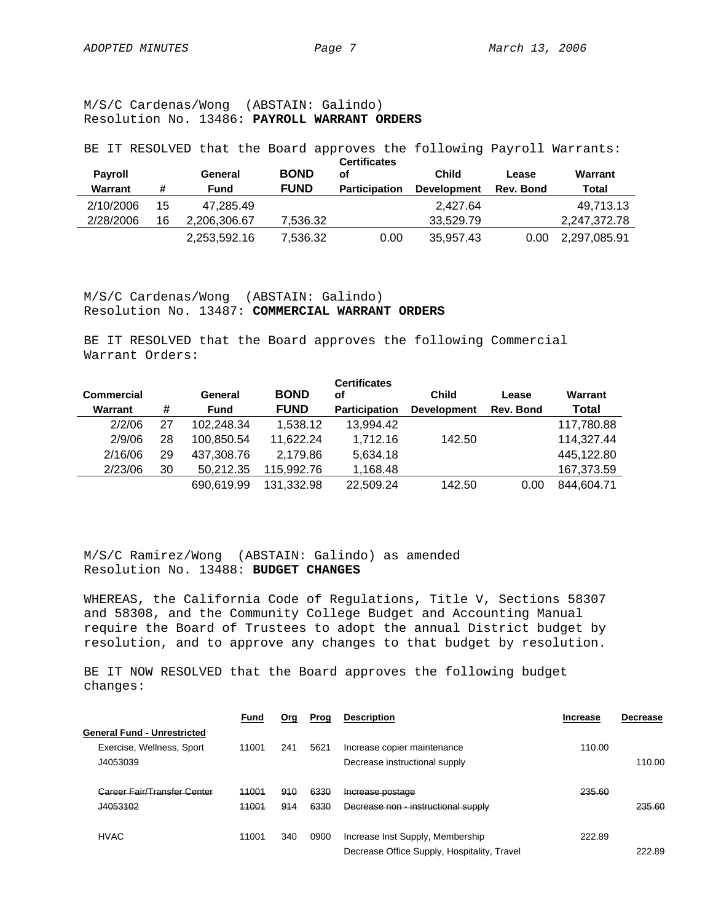M/S/C Cardenas/Wong (ABSTAIN: Galindo)
Resolution No. 13486: **PAYROLL WARRANT ORDERS**

BE IT RESOLVED that the Board approves the following Payroll Warrants:

| Payroll Warrant | # | General Fund | BOND FUND | Certificates of Participation | Child Development | Lease Rev. Bond | Warrant Total |
|---|---|---|---|---|---|---|---|
| 2/10/2006 | 15 | 47,285.49 | | | 2,427.64 | | 49,713.13 |
| 2/28/2006 | 16 | 2,206,306.67 | 7,536.32 | | 33,529.79 | | 2,247,372.78 |
| | | 2,253,592.16 | 7,536.32 | 0.00 | 35,957.43 | 0.00 | 2,297,085.91 |

M/S/C Cardenas/Wong (ABSTAIN: Galindo)
Resolution No. 13487: **COMMERCIAL WARRANT ORDERS**

BE IT RESOLVED that the Board approves the following Commercial Warrant Orders:

| Commercial Warrant | # | General Fund | BOND FUND | Certificates of Participation | Child Development | Lease Rev. Bond | Warrant Total |
|---|---|---|---|---|---|---|---|
| 2/2/06 | 27 | 102,248.34 | 1,538.12 | 13,994.42 | | | 117,780.88 |
| 2/9/06 | 28 | 100,850.54 | 11,622.24 | 1,712.16 | 142.50 | | 114,327.44 |
| 2/16/06 | 29 | 437,308.76 | 2,179.86 | 5,634.18 | | | 445,122.80 |
| 2/23/06 | 30 | 50,212.35 | 115,992.76 | 1,168.48 | | | 167,373.59 |
| | | 690,619.99 | 131,332.98 | 22,509.24 | 142.50 | 0.00 | 844,604.71 |

M/S/C Ramirez/Wong (ABSTAIN: Galindo) as amended
Resolution No. 13488: **BUDGET CHANGES**

WHEREAS, the California Code of Regulations, Title V, Sections 58307 and 58308, and the Community College Budget and Accounting Manual require the Board of Trustees to adopt the annual District budget by resolution, and to approve any changes to that budget by resolution.

BE IT NOW RESOLVED that the Board approves the following budget changes:

| | Fund | Org | Prog | Description | Increase | Decrease |
|---|---|---|---|---|---|---|
| **General Fund - Unrestricted** | | | | | | |
| Exercise, Wellness, Sport | 11001 | 241 | 5621 | Increase copier maintenance | 110.00 | |
| J4053039 | | | | Decrease instructional supply | | 110.00 |
| ~~Career Fair/Transfer Center~~ | ~~11001~~ | ~~910~~ | ~~6330~~ | ~~Increase postage~~ | ~~235.60~~ | |
| ~~J4053102~~ | ~~11001~~ | ~~914~~ | ~~6330~~ | ~~Decrease non - instructional supply~~ | | ~~235.60~~ |
| HVAC | 11001 | 340 | 0900 | Increase Inst Supply, Membership | 222.89 | |
| | | | | Decrease Office Supply, Hospitality, Travel | | 222.89 |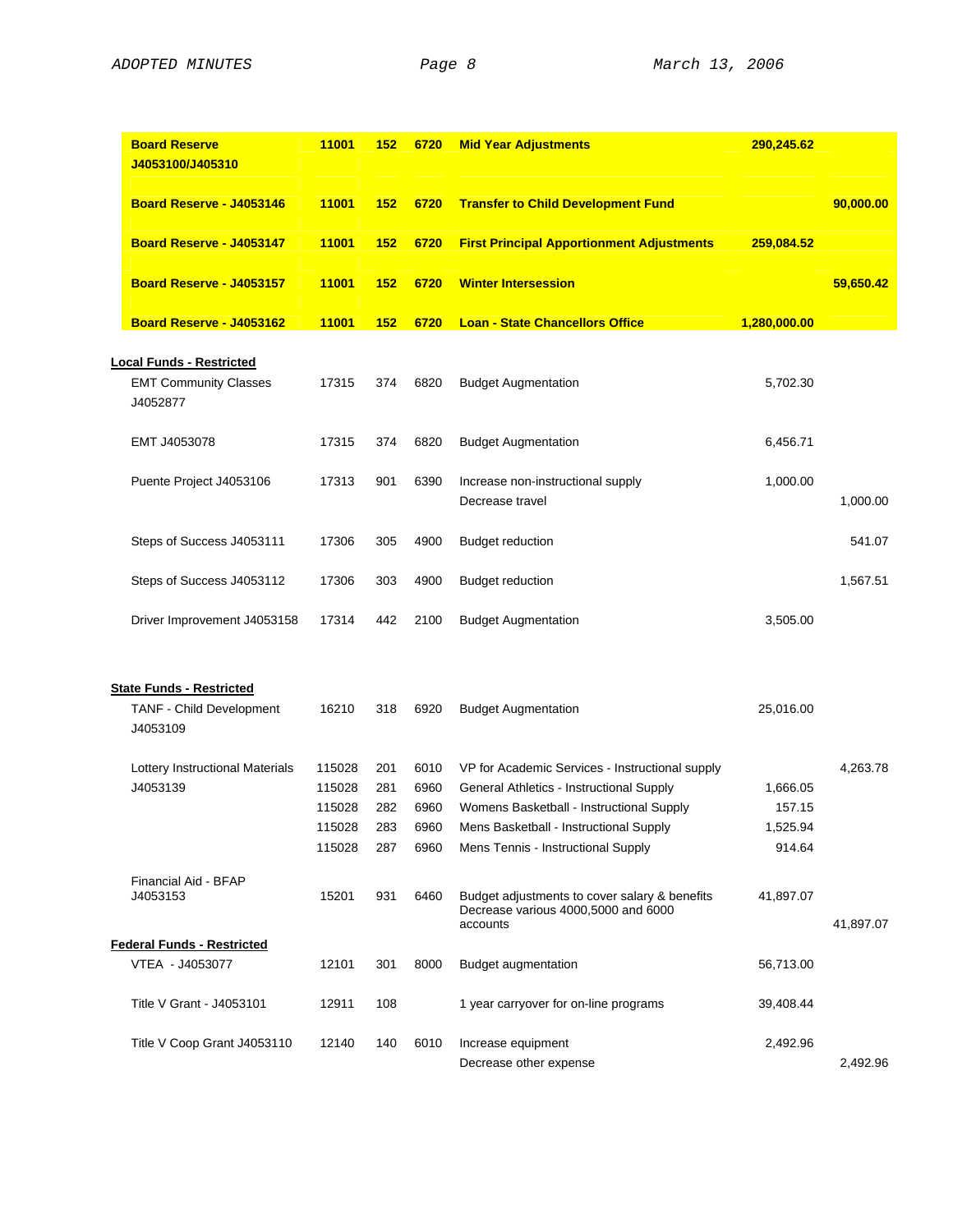| | | | | | | |
|---|---|---|---|---|---|---|
| **Board Reserve J4053100/J405310** | **11001** | **152** | **6720** | **Mid Year Adjustments** | **290,245.62** | |
| **Board Reserve - J4053146** | **11001** | **152** | **6720** | **Transfer to Child Development Fund** | | **90,000.00** |
| **Board Reserve - J4053147** | **11001** | **152** | **6720** | **First Principal Apportionment Adjustments** | **259,084.52** | |
| **Board Reserve - J4053157** | **11001** | **152** | **6720** | **Winter Intersession** | | **59,650.42** |
| **Board Reserve - J4053162** | **11001** | **152** | **6720** | **Loan - State Chancellors Office** | **1,280,000.00** | |
| **Local Funds - Restricted** | | | | | | |
| EMT Community Classes J4052877 | 17315 | 374 | 6820 | Budget Augmentation | 5,702.30 | |
| EMT J4053078 | 17315 | 374 | 6820 | Budget Augmentation | 6,456.71 | |
| Puente Project J4053106 | 17313 | 901 | 6390 | Increase non-instructional supply | 1,000.00 | |
| | | | | Decrease travel | | 1,000.00 |
| Steps of Success J4053111 | 17306 | 305 | 4900 | Budget reduction | | 541.07 |
| Steps of Success J4053112 | 17306 | 303 | 4900 | Budget reduction | | 1,567.51 |
| Driver Improvement J4053158 | 17314 | 442 | 2100 | Budget Augmentation | 3,505.00 | |
| **State Funds - Restricted** | | | | | | |
| TANF - Child Development J4053109 | 16210 | 318 | 6920 | Budget Augmentation | 25,016.00 | |
| Lottery Instructional Materials | 115028 | 201 | 6010 | VP for Academic Services - Instructional supply | | 4,263.78 |
| J4053139 | 115028 | 281 | 6960 | General Athletics - Instructional Supply | 1,666.05 | |
| | 115028 | 282 | 6960 | Womens Basketball - Instructional Supply | 157.15 | |
| | 115028 | 283 | 6960 | Mens Basketball - Instructional Supply | 1,525.94 | |
| | 115028 | 287 | 6960 | Mens Tennis - Instructional Supply | 914.64 | |
| Financial Aid - BFAP J4053153 | 15201 | 931 | 6460 | Budget adjustments to cover salary & benefits | 41,897.07 | |
| | | | | Decrease various 4000,5000 and 6000 accounts | | 41,897.07 |
| **Federal Funds - Restricted** | | | | | | |
| VTEA - J4053077 | 12101 | 301 | 8000 | Budget augmentation | 56,713.00 | |
| Title V Grant - J4053101 | 12911 | 108 | | 1 year carryover for on-line programs | 39,408.44 | |
| Title V Coop Grant J4053110 | 12140 | 140 | 6010 | Increase equipment | 2,492.96 | |
| | | | | Decrease other expense | | 2,492.96 |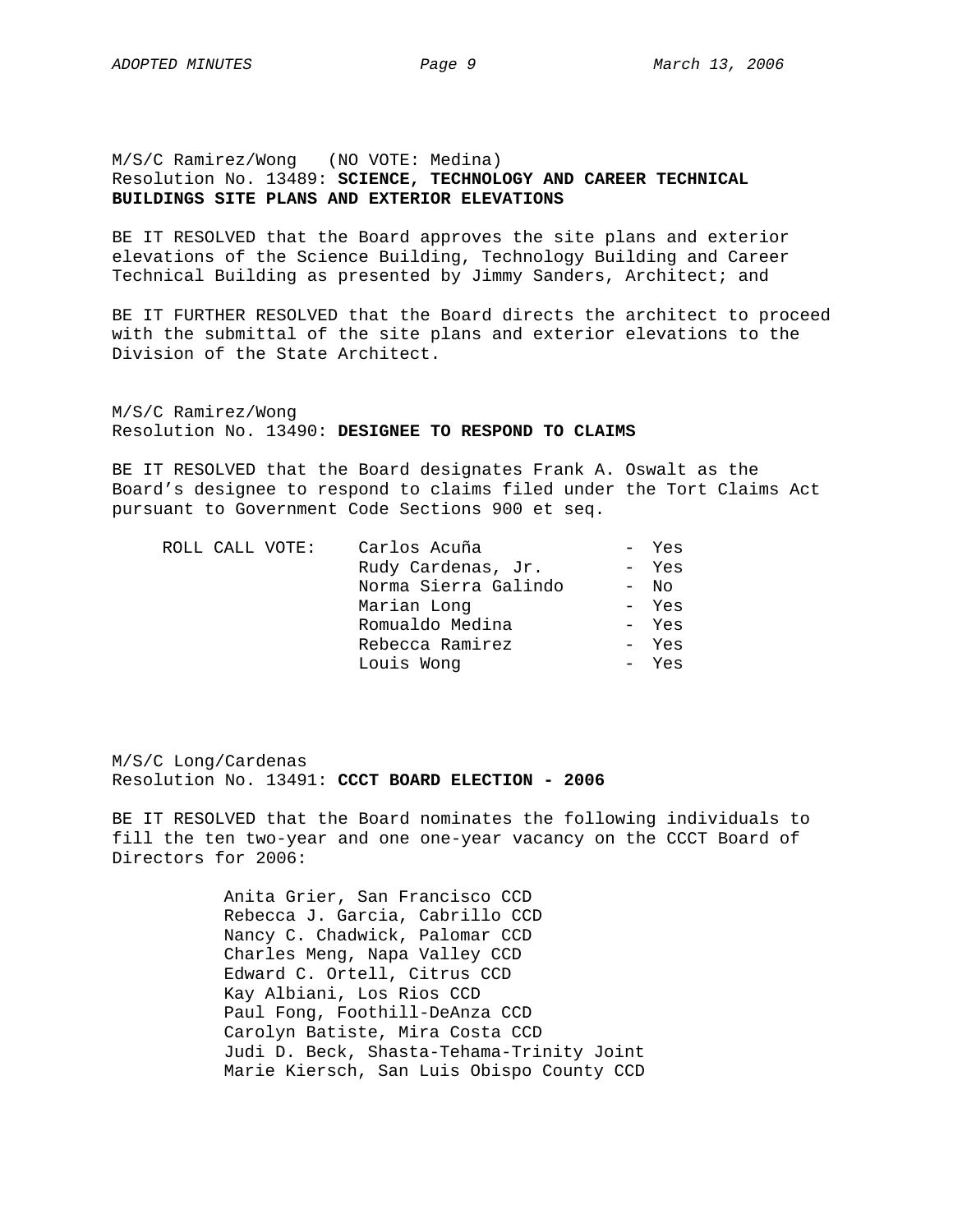M/S/C Ramirez/Wong (NO VOTE: Medina)
Resolution No. 13489: **SCIENCE, TECHNOLOGY AND CAREER TECHNICAL BUILDINGS SITE PLANS AND EXTERIOR ELEVATIONS**

BE IT RESOLVED that the Board approves the site plans and exterior elevations of the Science Building, Technology Building and Career Technical Building as presented by Jimmy Sanders, Architect; and

BE IT FURTHER RESOLVED that the Board directs the architect to proceed with the submittal of the site plans and exterior elevations to the Division of the State Architect.

M/S/C Ramirez/Wong
Resolution No. 13490: **DESIGNEE TO RESPOND TO CLAIMS**

BE IT RESOLVED that the Board designates Frank A. Oswalt as the Board's designee to respond to claims filed under the Tort Claims Act pursuant to Government Code Sections 900 et seq.

| ROLL CALL VOTE: | | |
|---|---|---|
| | Carlos Acuña | - Yes |
| | Rudy Cardenas, Jr. | - Yes |
| | Norma Sierra Galindo | - No |
| | Marian Long | - Yes |
| | Romualdo Medina | - Yes |
| | Rebecca Ramirez | - Yes |
| | Louis Wong | - Yes |

M/S/C Long/Cardenas
Resolution No. 13491: **CCCT BOARD ELECTION - 2006**

BE IT RESOLVED that the Board nominates the following individuals to fill the ten two-year and one one-year vacancy on the CCCT Board of Directors for 2006:

Anita Grier, San Francisco CCD
Rebecca J. Garcia, Cabrillo CCD
Nancy C. Chadwick, Palomar CCD
Charles Meng, Napa Valley CCD
Edward C. Ortell, Citrus CCD
Kay Albiani, Los Rios CCD
Paul Fong, Foothill-DeAnza CCD
Carolyn Batiste, Mira Costa CCD
Judi D. Beck, Shasta-Tehama-Trinity Joint
Marie Kiersch, San Luis Obispo County CCD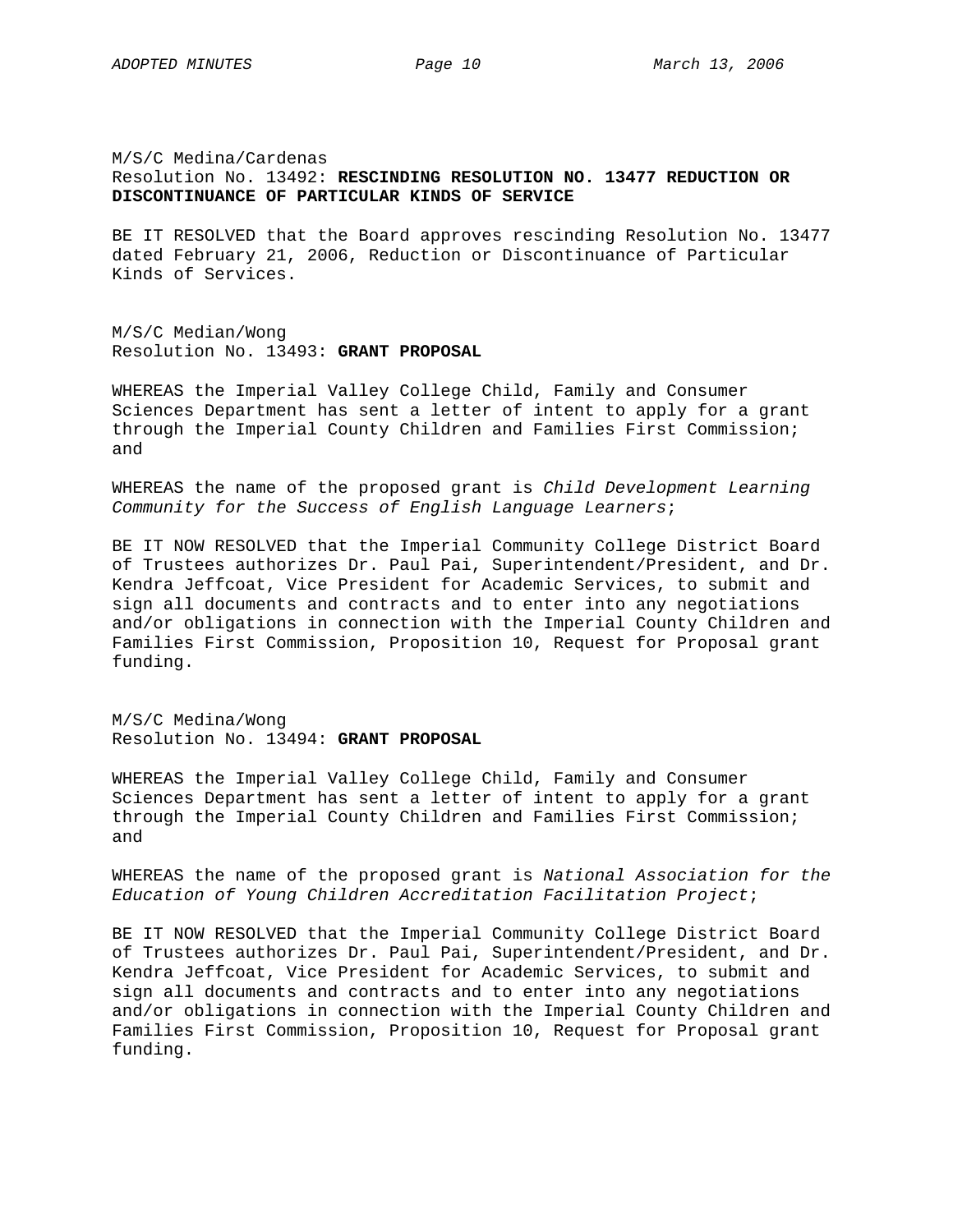M/S/C Medina/Cardenas
Resolution No. 13492: **RESCINDING RESOLUTION NO. 13477 REDUCTION OR DISCONTINUANCE OF PARTICULAR KINDS OF SERVICE**

BE IT RESOLVED that the Board approves rescinding Resolution No. 13477 dated February 21, 2006, Reduction or Discontinuance of Particular Kinds of Services.

M/S/C Median/Wong
Resolution No. 13493: **GRANT PROPOSAL**

WHEREAS the Imperial Valley College Child, Family and Consumer Sciences Department has sent a letter of intent to apply for a grant through the Imperial County Children and Families First Commission; and

WHEREAS the name of the proposed grant is *Child Development Learning Community for the Success of English Language Learners*;

BE IT NOW RESOLVED that the Imperial Community College District Board of Trustees authorizes Dr. Paul Pai, Superintendent/President, and Dr. Kendra Jeffcoat, Vice President for Academic Services, to submit and sign all documents and contracts and to enter into any negotiations and/or obligations in connection with the Imperial County Children and Families First Commission, Proposition 10, Request for Proposal grant funding.

M/S/C Medina/Wong
Resolution No. 13494: **GRANT PROPOSAL**

WHEREAS the Imperial Valley College Child, Family and Consumer Sciences Department has sent a letter of intent to apply for a grant through the Imperial County Children and Families First Commission; and

WHEREAS the name of the proposed grant is *National Association for the Education of Young Children Accreditation Facilitation Project*;

BE IT NOW RESOLVED that the Imperial Community College District Board of Trustees authorizes Dr. Paul Pai, Superintendent/President, and Dr. Kendra Jeffcoat, Vice President for Academic Services, to submit and sign all documents and contracts and to enter into any negotiations and/or obligations in connection with the Imperial County Children and Families First Commission, Proposition 10, Request for Proposal grant funding.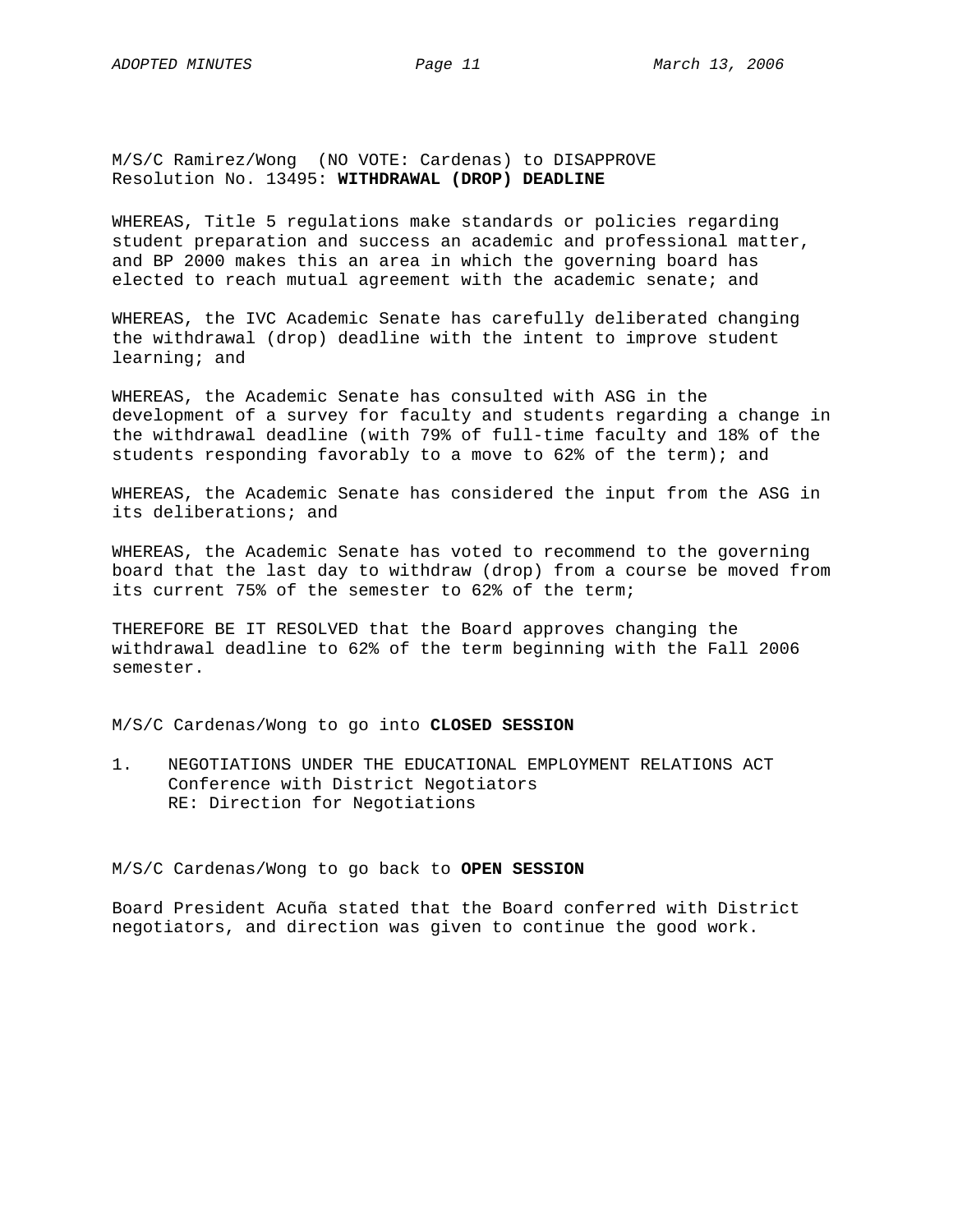M/S/C Ramirez/Wong (NO VOTE: Cardenas) to DISAPPROVE
Resolution No. 13495: **WITHDRAWAL (DROP) DEADLINE**

WHEREAS, Title 5 regulations make standards or policies regarding student preparation and success an academic and professional matter, and BP 2000 makes this an area in which the governing board has elected to reach mutual agreement with the academic senate; and

WHEREAS, the IVC Academic Senate has carefully deliberated changing the withdrawal (drop) deadline with the intent to improve student learning; and

WHEREAS, the Academic Senate has consulted with ASG in the development of a survey for faculty and students regarding a change in the withdrawal deadline (with 79% of full-time faculty and 18% of the students responding favorably to a move to 62% of the term); and

WHEREAS, the Academic Senate has considered the input from the ASG in its deliberations; and

WHEREAS, the Academic Senate has voted to recommend to the governing board that the last day to withdraw (drop) from a course be moved from its current 75% of the semester to 62% of the term;

THEREFORE BE IT RESOLVED that the Board approves changing the withdrawal deadline to 62% of the term beginning with the Fall 2006 semester.

M/S/C Cardenas/Wong to go into **CLOSED SESSION**

1. NEGOTIATIONS UNDER THE EDUCATIONAL EMPLOYMENT RELATIONS ACT
   Conference with District Negotiators
   RE: Direction for Negotiations

M/S/C Cardenas/Wong to go back to **OPEN SESSION**

Board President Acuña stated that the Board conferred with District negotiators, and direction was given to continue the good work.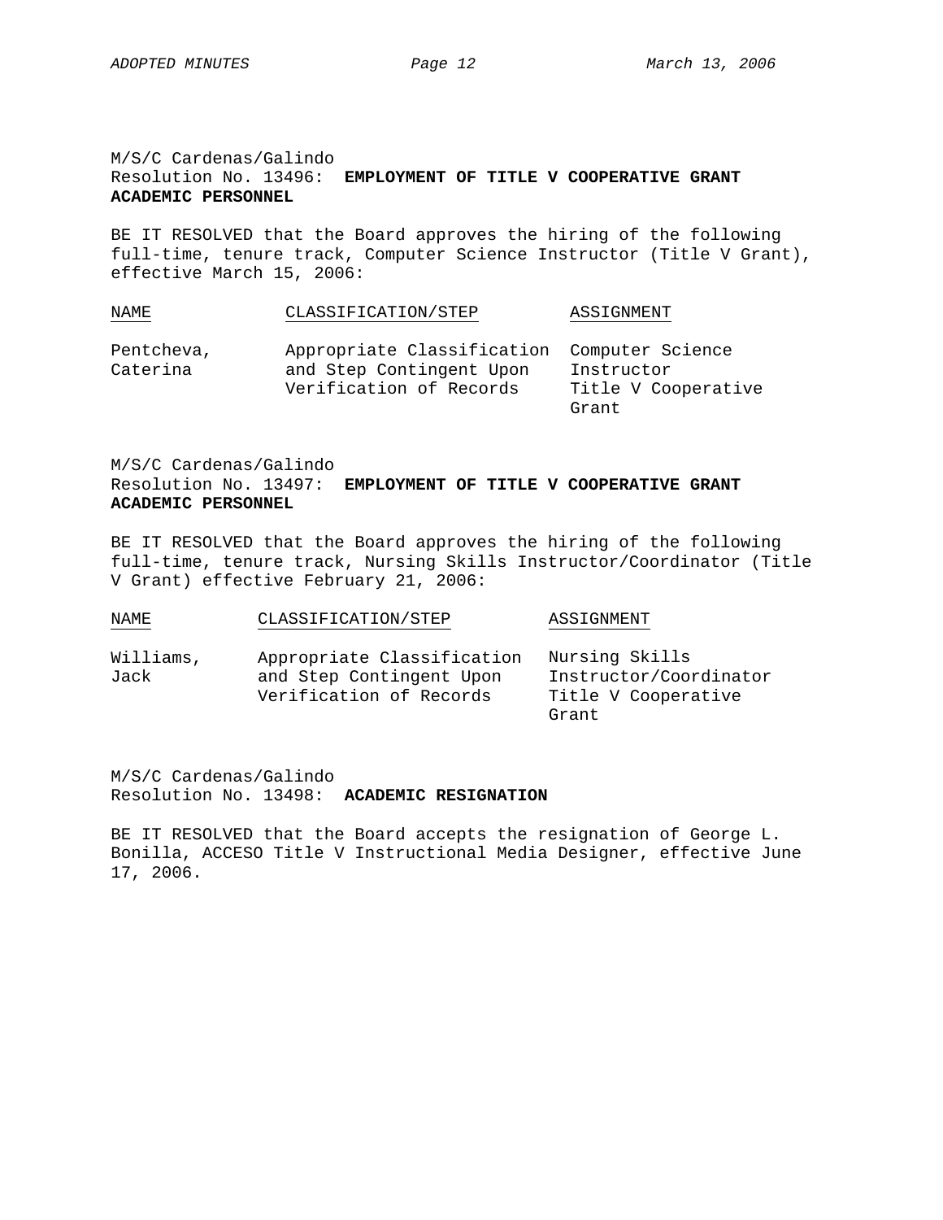M/S/C Cardenas/Galindo
Resolution No. 13496: **EMPLOYMENT OF TITLE V COOPERATIVE GRANT ACADEMIC PERSONNEL**

BE IT RESOLVED that the Board approves the hiring of the following full-time, tenure track, Computer Science Instructor (Title V Grant), effective March 15, 2006:

| NAME | CLASSIFICATION/STEP | ASSIGNMENT |
| --- | --- | --- |
| Pentcheva, Caterina | Appropriate Classification and Step Contingent Upon Verification of Records | Computer Science Instructor Title V Cooperative Grant |

M/S/C Cardenas/Galindo
Resolution No. 13497: **EMPLOYMENT OF TITLE V COOPERATIVE GRANT ACADEMIC PERSONNEL**

BE IT RESOLVED that the Board approves the hiring of the following full-time, tenure track, Nursing Skills Instructor/Coordinator (Title V Grant) effective February 21, 2006:

| NAME | CLASSIFICATION/STEP | ASSIGNMENT |
| --- | --- | --- |
| Williams, Jack | Appropriate Classification and Step Contingent Upon Verification of Records | Nursing Skills Instructor/Coordinator Title V Cooperative Grant |

M/S/C Cardenas/Galindo
Resolution No. 13498: **ACADEMIC RESIGNATION**

BE IT RESOLVED that the Board accepts the resignation of George L. Bonilla, ACCESO Title V Instructional Media Designer, effective June 17, 2006.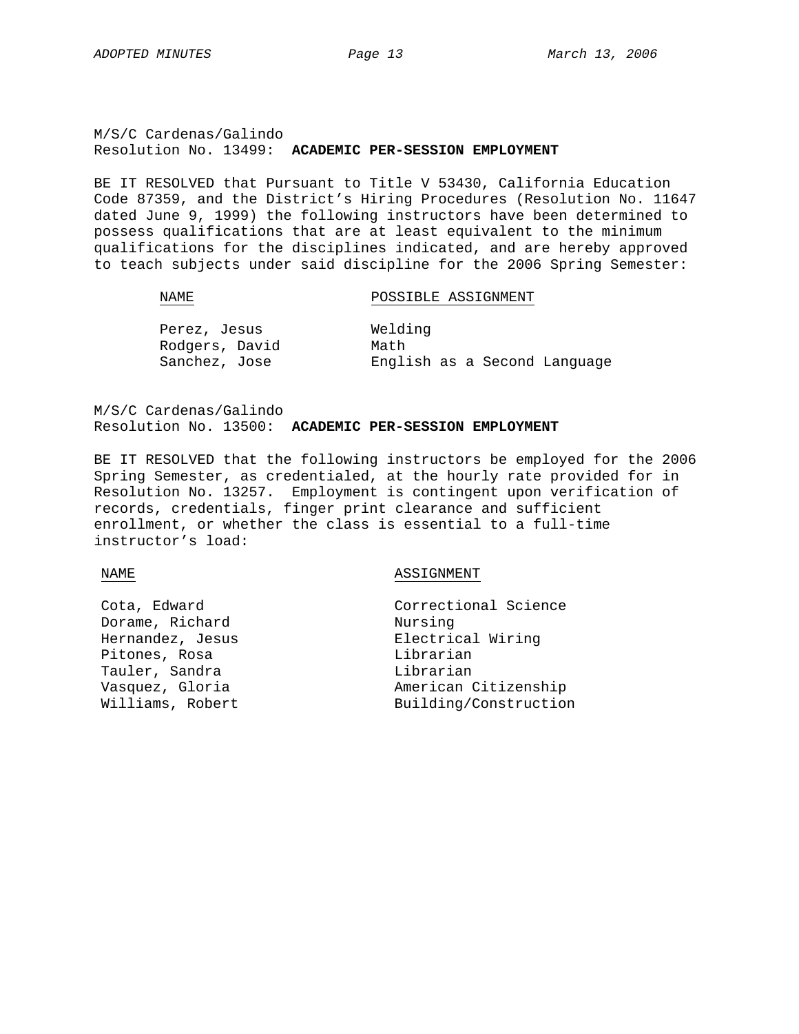M/S/C Cardenas/Galindo
Resolution No. 13499: **ACADEMIC PER-SESSION EMPLOYMENT**

BE IT RESOLVED that Pursuant to Title V 53430, California Education Code 87359, and the District's Hiring Procedures (Resolution No. 11647 dated June 9, 1999) the following instructors have been determined to possess qualifications that are at least equivalent to the minimum qualifications for the disciplines indicated, and are hereby approved to teach subjects under said discipline for the 2006 Spring Semester:

| NAME | POSSIBLE ASSIGNMENT |
| --- | --- |
| Perez, Jesus | Welding |
| Rodgers, David | Math |
| Sanchez, Jose | English as a Second Language |

M/S/C Cardenas/Galindo
Resolution No. 13500: **ACADEMIC PER-SESSION EMPLOYMENT**

BE IT RESOLVED that the following instructors be employed for the 2006 Spring Semester, as credentialed, at the hourly rate provided for in Resolution No. 13257. Employment is contingent upon verification of records, credentials, finger print clearance and sufficient enrollment, or whether the class is essential to a full-time instructor's load:

| NAME | ASSIGNMENT |
| --- | --- |
| Cota, Edward | Correctional Science |
| Dorame, Richard | Nursing |
| Hernandez, Jesus | Electrical Wiring |
| Pitones, Rosa | Librarian |
| Tauler, Sandra | Librarian |
| Vasquez, Gloria | American Citizenship |
| Williams, Robert | Building/Construction |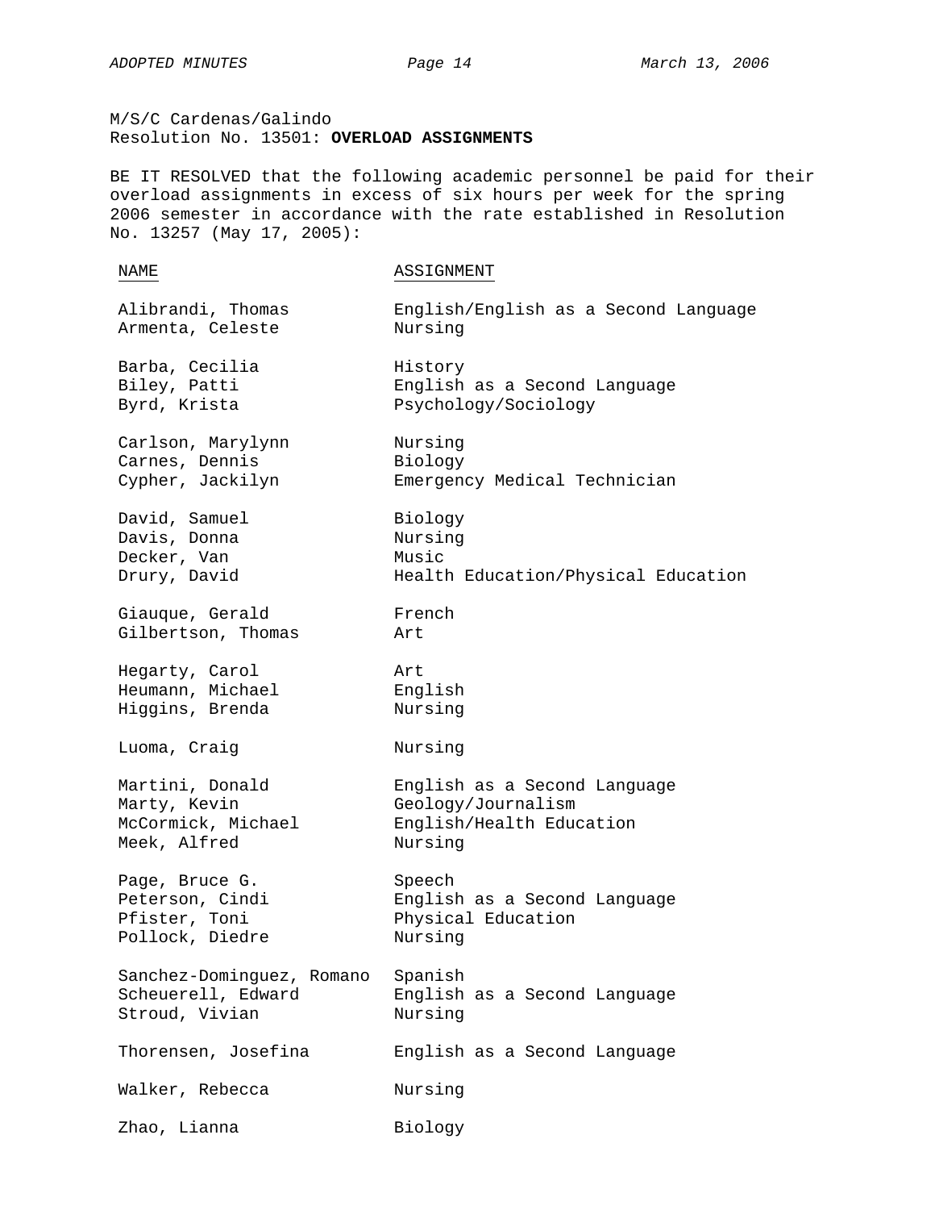M/S/C Cardenas/Galindo
Resolution No. 13501: **OVERLOAD ASSIGNMENTS**

BE IT RESOLVED that the following academic personnel be paid for their overload assignments in excess of six hours per week for the spring 2006 semester in accordance with the rate established in Resolution No. 13257 (May 17, 2005):

| NAME | ASSIGNMENT |
|---|---|
| Alibrandi, Thomas | English/English as a Second Language |
| Armenta, Celeste | Nursing |
| Barba, Cecilia | History |
| Biley, Patti | English as a Second Language |
| Byrd, Krista | Psychology/Sociology |
| Carlson, Marylynn | Nursing |
| Carnes, Dennis | Biology |
| Cypher, Jackilyn | Emergency Medical Technician |
| David, Samuel | Biology |
| Davis, Donna | Nursing |
| Decker, Van | Music |
| Drury, David | Health Education/Physical Education |
| Giauque, Gerald | French |
| Gilbertson, Thomas | Art |
| Hegarty, Carol | Art |
| Heumann, Michael | English |
| Higgins, Brenda | Nursing |
| Luoma, Craig | Nursing |
| Martini, Donald | English as a Second Language |
| Marty, Kevin | Geology/Journalism |
| McCormick, Michael | English/Health Education |
| Meek, Alfred | Nursing |
| Page, Bruce G. | Speech |
| Peterson, Cindi | English as a Second Language |
| Pfister, Toni | Physical Education |
| Pollock, Diedre | Nursing |
| Sanchez-Dominguez, Romano | Spanish |
| Scheuerell, Edward | English as a Second Language |
| Stroud, Vivian | Nursing |
| Thorensen, Josefina | English as a Second Language |
| Walker, Rebecca | Nursing |
| Zhao, Lianna | Biology |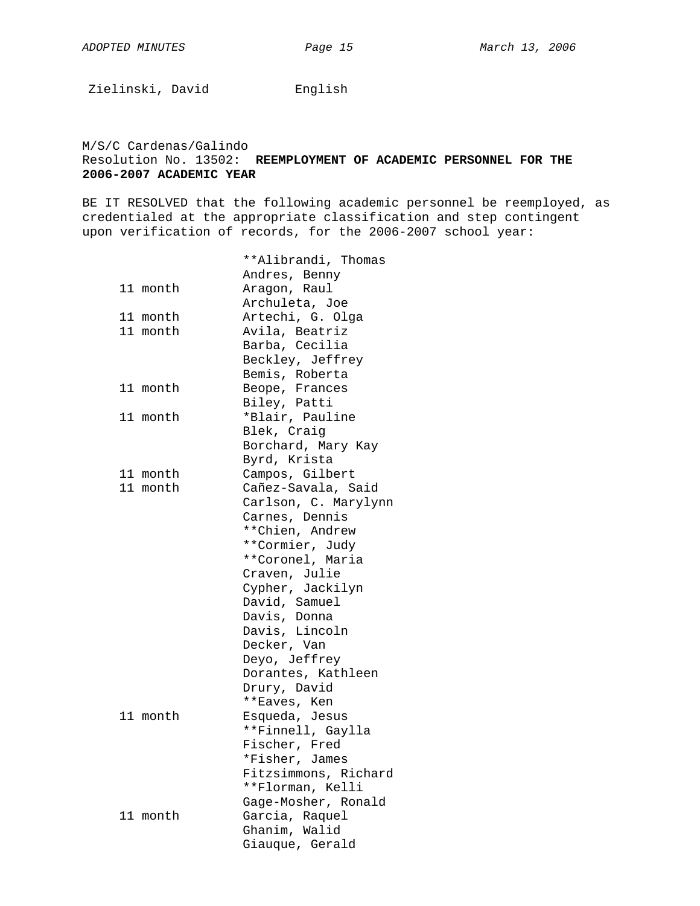Zielinski, David English

M/S/C Cardenas/Galindo
Resolution No. 13502: **REEMPLOYMENT OF ACADEMIC PERSONNEL FOR THE 2006-2007 ACADEMIC YEAR**

BE IT RESOLVED that the following academic personnel be reemployed, as credentialed at the appropriate classification and step contingent upon verification of records, for the 2006-2007 school year:

| | |
|---|---|
| | **Alibrandi, Thomas |
| | Andres, Benny |
| 11 month | Aragon, Raul |
| | Archuleta, Joe |
| 11 month | Artechi, G. Olga |
| 11 month | Avila, Beatriz |
| | Barba, Cecilia |
| | Beckley, Jeffrey |
| | Bemis, Roberta |
| 11 month | Beope, Frances |
| | Biley, Patti |
| 11 month | *Blair, Pauline |
| | Blek, Craig |
| | Borchard, Mary Kay |
| | Byrd, Krista |
| 11 month | Campos, Gilbert |
| 11 month | Cañez-Savala, Said |
| | Carlson, C. Marylynn |
| | Carnes, Dennis |
| | **Chien, Andrew |
| | **Cormier, Judy |
| | **Coronel, Maria |
| | Craven, Julie |
| | Cypher, Jackilyn |
| | David, Samuel |
| | Davis, Donna |
| | Davis, Lincoln |
| | Decker, Van |
| | Deyo, Jeffrey |
| | Dorantes, Kathleen |
| | Drury, David |
| | **Eaves, Ken |
| 11 month | Esqueda, Jesus |
| | **Finnell, Gaylla |
| | Fischer, Fred |
| | *Fisher, James |
| | Fitzsimmons, Richard |
| | **Florman, Kelli |
| | Gage-Mosher, Ronald |
| 11 month | Garcia, Raquel |
| | Ghanim, Walid |
| | Giauque, Gerald |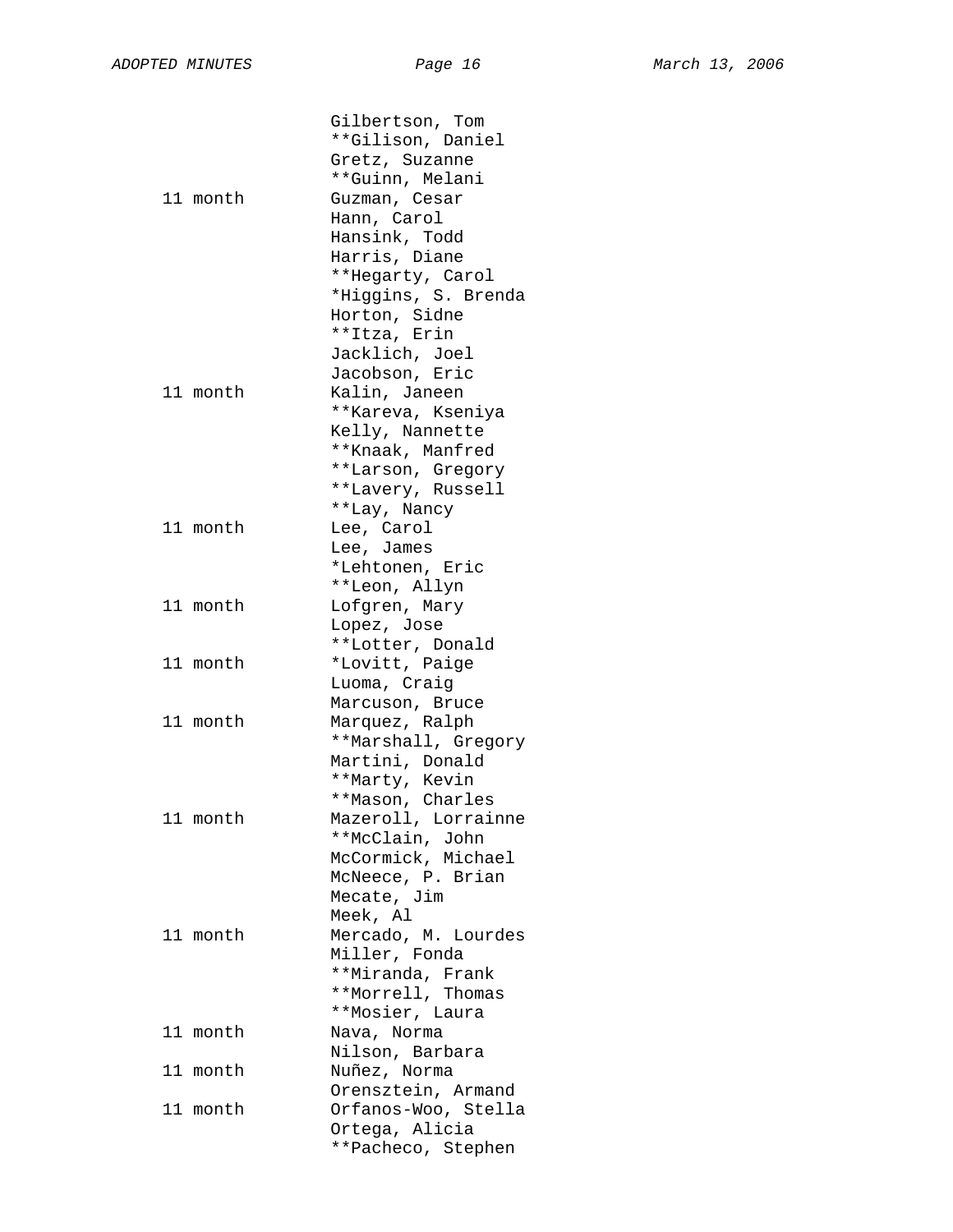| | |
|---|---|
| | Gilbertson, Tom |
| | **Gilison, Daniel |
| | Gretz, Suzanne |
| | **Guinn, Melani |
| 11 month | Guzman, Cesar |
| | Hann, Carol |
| | Hansink, Todd |
| | Harris, Diane |
| | **Hegarty, Carol |
| | *Higgins, S. Brenda |
| | Horton, Sidne |
| | **Itza, Erin |
| | Jacklich, Joel |
| | Jacobson, Eric |
| 11 month | Kalin, Janeen |
| | **Kareva, Kseniya |
| | Kelly, Nannette |
| | **Knaak, Manfred |
| | **Larson, Gregory |
| | **Lavery, Russell |
| | **Lay, Nancy |
| 11 month | Lee, Carol |
| | Lee, James |
| | *Lehtonen, Eric |
| | **Leon, Allyn |
| 11 month | Lofgren, Mary |
| | Lopez, Jose |
| | **Lotter, Donald |
| 11 month | *Lovitt, Paige |
| | Luoma, Craig |
| | Marcuson, Bruce |
| 11 month | Marquez, Ralph |
| | **Marshall, Gregory |
| | Martini, Donald |
| | **Marty, Kevin |
| | **Mason, Charles |
| 11 month | Mazeroll, Lorrainne |
| | **McClain, John |
| | McCormick, Michael |
| | McNeece, P. Brian |
| | Mecate, Jim |
| | Meek, Al |
| 11 month | Mercado, M. Lourdes |
| | Miller, Fonda |
| | **Miranda, Frank |
| | **Morrell, Thomas |
| | **Mosier, Laura |
| 11 month | Nava, Norma |
| | Nilson, Barbara |
| 11 month | Nuñez, Norma |
| | Orensztein, Armand |
| 11 month | Orfanos-Woo, Stella |
| | Ortega, Alicia |
| | **Pacheco, Stephen |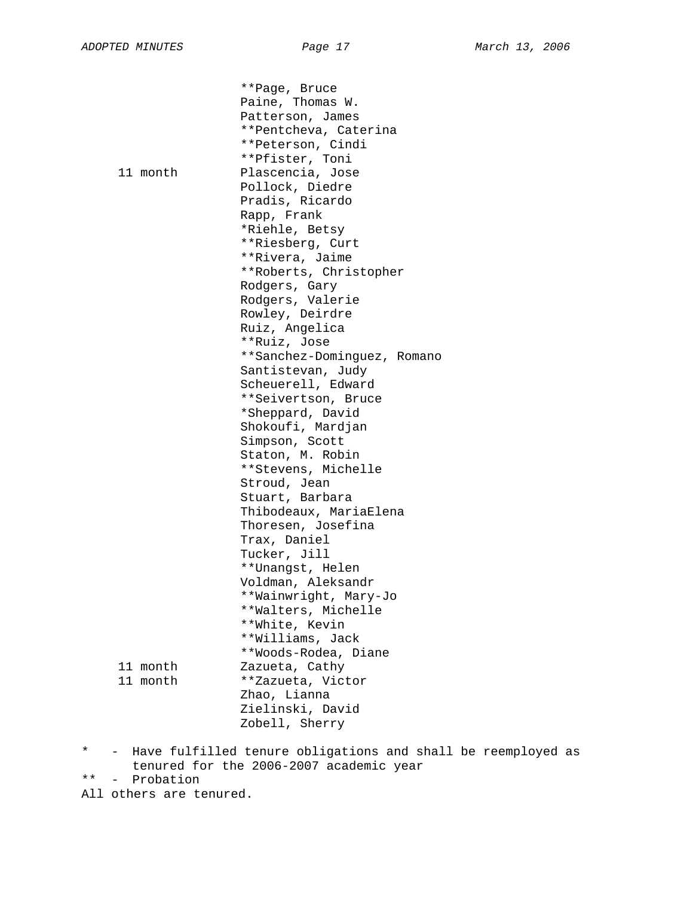| | |
|---|---|
| | **Page, Bruce |
| | Paine, Thomas W. |
| | Patterson, James |
| | **Pentcheva, Caterina |
| | **Peterson, Cindi |
| | **Pfister, Toni |
| 11 month | Plascencia, Jose |
| | Pollock, Diedre |
| | Pradis, Ricardo |
| | Rapp, Frank |
| | *Riehle, Betsy |
| | **Riesberg, Curt |
| | **Rivera, Jaime |
| | **Roberts, Christopher |
| | Rodgers, Gary |
| | Rodgers, Valerie |
| | Rowley, Deirdre |
| | Ruiz, Angelica |
| | **Ruiz, Jose |
| | **Sanchez-Dominguez, Romano |
| | Santistevan, Judy |
| | Scheuerell, Edward |
| | **Seivertson, Bruce |
| | *Sheppard, David |
| | Shokoufi, Mardjan |
| | Simpson, Scott |
| | Staton, M. Robin |
| | **Stevens, Michelle |
| | Stroud, Jean |
| | Stuart, Barbara |
| | Thibodeaux, MariaElena |
| | Thoresen, Josefina |
| | Trax, Daniel |
| | Tucker, Jill |
| | **Unangst, Helen |
| | Voldman, Aleksandr |
| | **Wainwright, Mary-Jo |
| | **Walters, Michelle |
| | **White, Kevin |
| | **Williams, Jack |
| | **Woods-Rodea, Diane |
| 11 month | Zazueta, Cathy |
| 11 month | **Zazueta, Victor |
| | Zhao, Lianna |
| | Zielinski, David |
| | Zobell, Sherry |

\* - Have fulfilled tenure obligations and shall be reemployed as tenured for the 2006-2007 academic year

** - Probation

All others are tenured.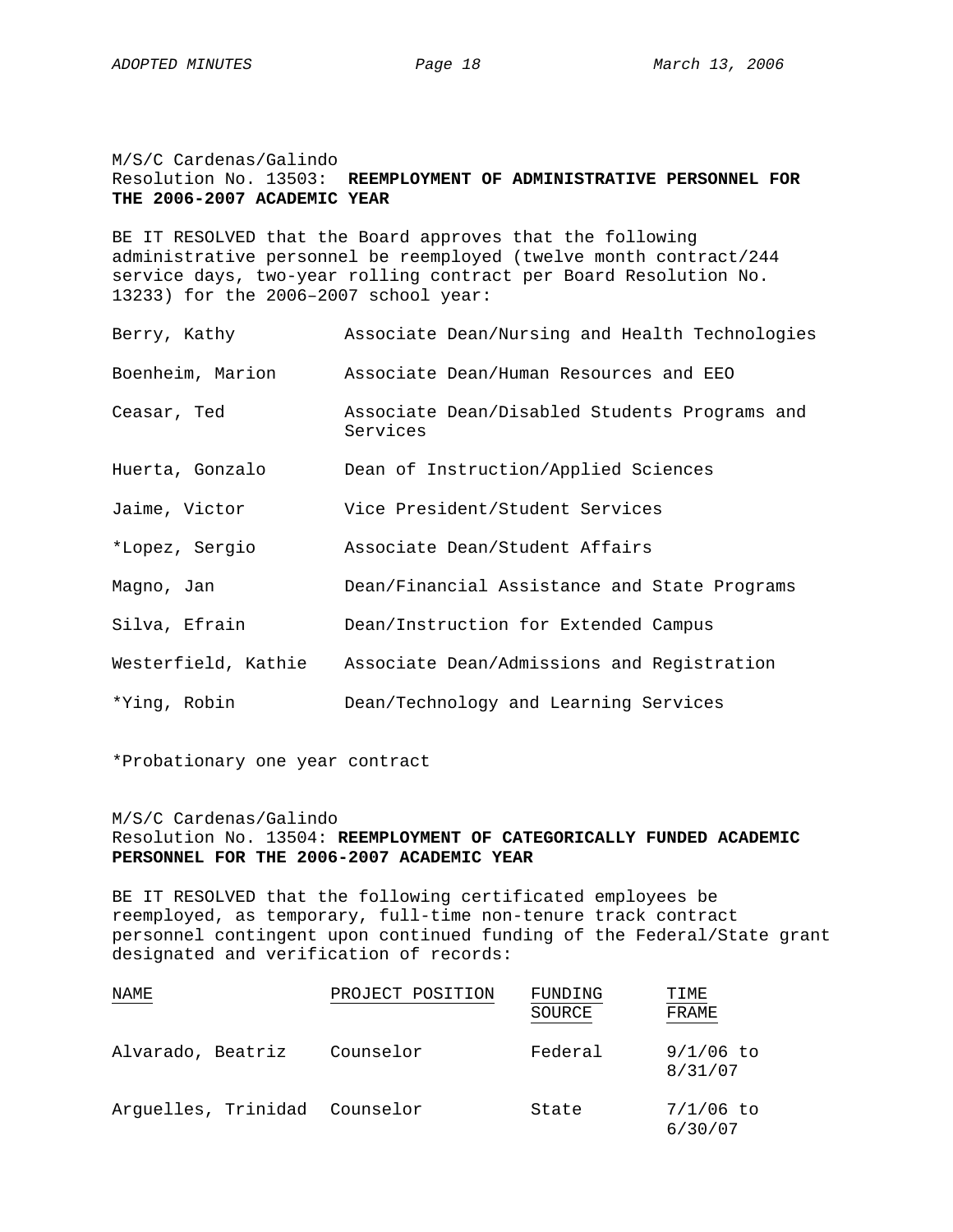M/S/C Cardenas/Galindo
Resolution No. 13503: **REEMPLOYMENT OF ADMINISTRATIVE PERSONNEL FOR THE 2006-2007 ACADEMIC YEAR**

BE IT RESOLVED that the Board approves that the following administrative personnel be reemployed (twelve month contract/244 service days, two-year rolling contract per Board Resolution No. 13233) for the 2006–2007 school year:

| | |
|---|---|
| Berry, Kathy | Associate Dean/Nursing and Health Technologies |
| Boenheim, Marion | Associate Dean/Human Resources and EEO |
| Ceasar, Ted | Associate Dean/Disabled Students Programs and Services |
| Huerta, Gonzalo | Dean of Instruction/Applied Sciences |
| Jaime, Victor | Vice President/Student Services |
| *Lopez, Sergio | Associate Dean/Student Affairs |
| Magno, Jan | Dean/Financial Assistance and State Programs |
| Silva, Efrain | Dean/Instruction for Extended Campus |
| Westerfield, Kathie | Associate Dean/Admissions and Registration |
| *Ying, Robin | Dean/Technology and Learning Services |

*Probationary one year contract

M/S/C Cardenas/Galindo
Resolution No. 13504: **REEMPLOYMENT OF CATEGORICALLY FUNDED ACADEMIC PERSONNEL FOR THE 2006-2007 ACADEMIC YEAR**

BE IT RESOLVED that the following certificated employees be reemployed, as temporary, full-time non-tenure track contract personnel contingent upon continued funding of the Federal/State grant designated and verification of records:

| NAME | PROJECT POSITION | FUNDING SOURCE | TIME FRAME |
|---|---|---|---|
| Alvarado, Beatriz | Counselor | Federal | 9/1/06 to 8/31/07 |
| Arguelles, Trinidad | Counselor | State | 7/1/06 to 6/30/07 |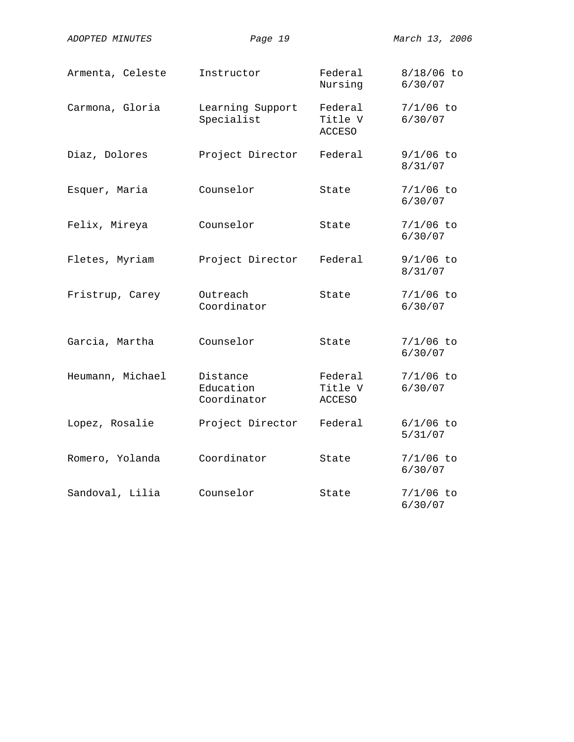| | | | |
|---|---|---|---|
| Armenta, Celeste | Instructor | Federal Nursing | 8/18/06 to 6/30/07 |
| Carmona, Gloria | Learning Support Specialist | Federal Title V ACCESO | 7/1/06 to 6/30/07 |
| Diaz, Dolores | Project Director | Federal | 9/1/06 to 8/31/07 |
| Esquer, Maria | Counselor | State | 7/1/06 to 6/30/07 |
| Felix, Mireya | Counselor | State | 7/1/06 to 6/30/07 |
| Fletes, Myriam | Project Director | Federal | 9/1/06 to 8/31/07 |
| Fristrup, Carey | Outreach Coordinator | State | 7/1/06 to 6/30/07 |
| Garcia, Martha | Counselor | State | 7/1/06 to 6/30/07 |
| Heumann, Michael | Distance Education Coordinator | Federal Title V ACCESO | 7/1/06 to 6/30/07 |
| Lopez, Rosalie | Project Director | Federal | 6/1/06 to 5/31/07 |
| Romero, Yolanda | Coordinator | State | 7/1/06 to 6/30/07 |
| Sandoval, Lilia | Counselor | State | 7/1/06 to 6/30/07 |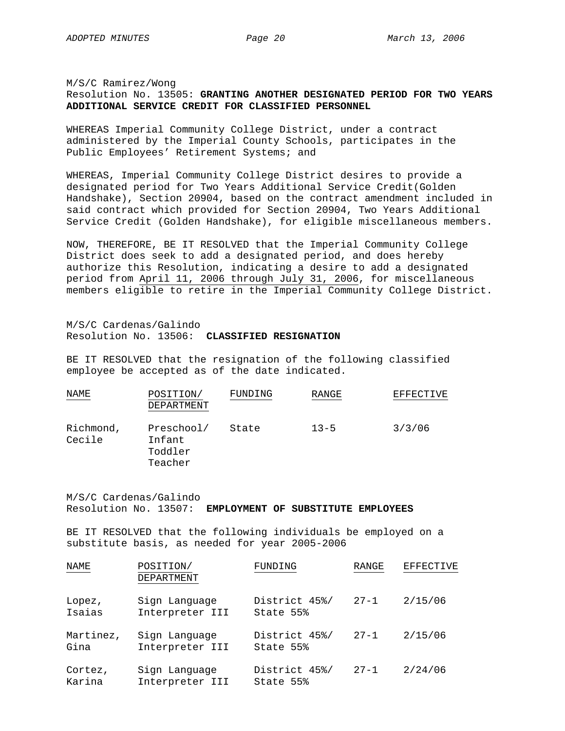M/S/C Ramirez/Wong
Resolution No. 13505: **GRANTING ANOTHER DESIGNATED PERIOD FOR TWO YEARS ADDITIONAL SERVICE CREDIT FOR CLASSIFIED PERSONNEL**

WHEREAS Imperial Community College District, under a contract administered by the Imperial County Schools, participates in the Public Employees' Retirement Systems; and

WHEREAS, Imperial Community College District desires to provide a designated period for Two Years Additional Service Credit(Golden Handshake), Section 20904, based on the contract amendment included in said contract which provided for Section 20904, Two Years Additional Service Credit (Golden Handshake), for eligible miscellaneous members.

NOW, THEREFORE, BE IT RESOLVED that the Imperial Community College District does seek to add a designated period, and does hereby authorize this Resolution, indicating a desire to add a designated period from April 11, 2006 through July 31, 2006, for miscellaneous members eligible to retire in the Imperial Community College District.

M/S/C Cardenas/Galindo
Resolution No. 13506: **CLASSIFIED RESIGNATION**

BE IT RESOLVED that the resignation of the following classified employee be accepted as of the date indicated.

| NAME | POSITION/ DEPARTMENT | FUNDING | RANGE | EFFECTIVE |
|---|---|---|---|---|
| Richmond, Cecile | Preschool/ Infant Toddler Teacher | State | 13-5 | 3/3/06 |

M/S/C Cardenas/Galindo
Resolution No. 13507: **EMPLOYMENT OF SUBSTITUTE EMPLOYEES**

BE IT RESOLVED that the following individuals be employed on a substitute basis, as needed for year 2005-2006

| NAME | POSITION/ DEPARTMENT | FUNDING | RANGE | EFFECTIVE |
|---|---|---|---|---|
| Lopez, Isaias | Sign Language Interpreter III | District 45%/ State 55% | 27-1 | 2/15/06 |
| Martinez, Gina | Sign Language Interpreter III | District 45%/ State 55% | 27-1 | 2/15/06 |
| Cortez, Karina | Sign Language Interpreter III | District 45%/ State 55% | 27-1 | 2/24/06 |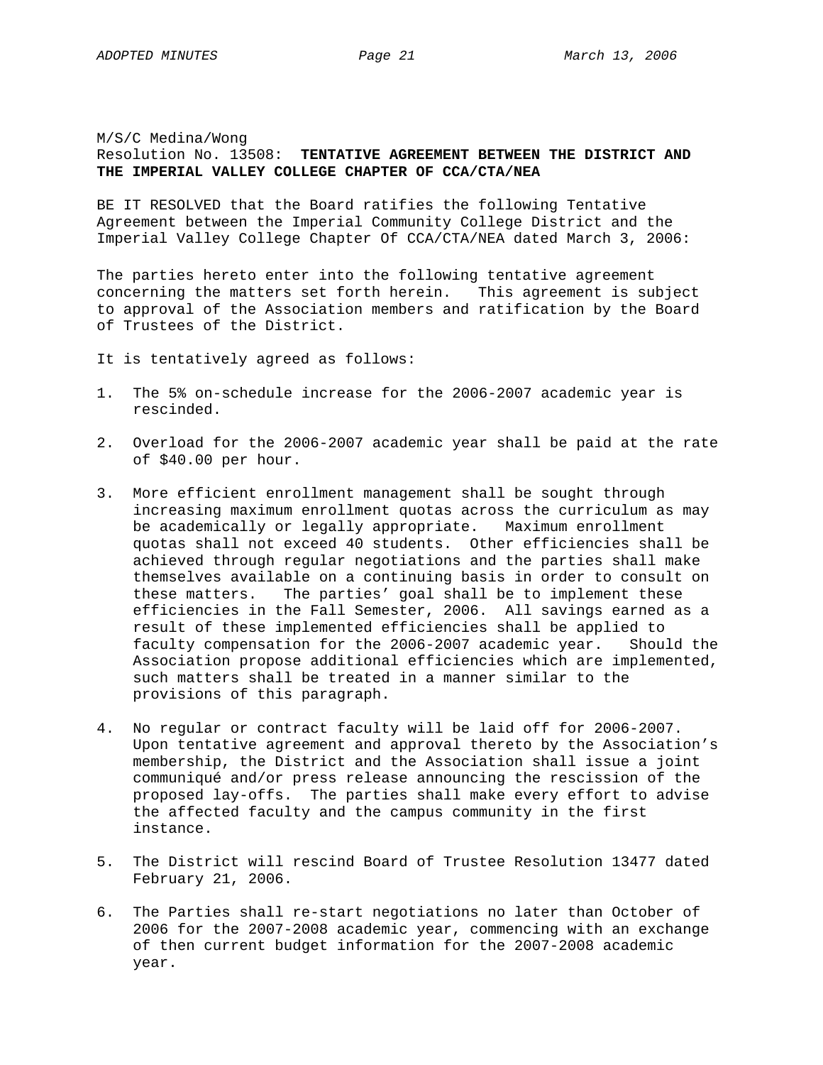M/S/C Medina/Wong
Resolution No. 13508: **TENTATIVE AGREEMENT BETWEEN THE DISTRICT AND THE IMPERIAL VALLEY COLLEGE CHAPTER OF CCA/CTA/NEA**

BE IT RESOLVED that the Board ratifies the following Tentative Agreement between the Imperial Community College District and the Imperial Valley College Chapter Of CCA/CTA/NEA dated March 3, 2006:

The parties hereto enter into the following tentative agreement concerning the matters set forth herein. This agreement is subject to approval of the Association members and ratification by the Board of Trustees of the District.

It is tentatively agreed as follows:

1. The 5% on-schedule increase for the 2006-2007 academic year is rescinded.

2. Overload for the 2006-2007 academic year shall be paid at the rate of $40.00 per hour.

3. More efficient enrollment management shall be sought through increasing maximum enrollment quotas across the curriculum as may be academically or legally appropriate. Maximum enrollment quotas shall not exceed 40 students. Other efficiencies shall be achieved through regular negotiations and the parties shall make themselves available on a continuing basis in order to consult on these matters. The parties' goal shall be to implement these efficiencies in the Fall Semester, 2006. All savings earned as a result of these implemented efficiencies shall be applied to faculty compensation for the 2006-2007 academic year. Should the Association propose additional efficiencies which are implemented, such matters shall be treated in a manner similar to the provisions of this paragraph.

4. No regular or contract faculty will be laid off for 2006-2007. Upon tentative agreement and approval thereto by the Association's membership, the District and the Association shall issue a joint communiqué and/or press release announcing the rescission of the proposed lay-offs. The parties shall make every effort to advise the affected faculty and the campus community in the first instance.

5. The District will rescind Board of Trustee Resolution 13477 dated February 21, 2006.

6. The Parties shall re-start negotiations no later than October of 2006 for the 2007-2008 academic year, commencing with an exchange of then current budget information for the 2007-2008 academic year.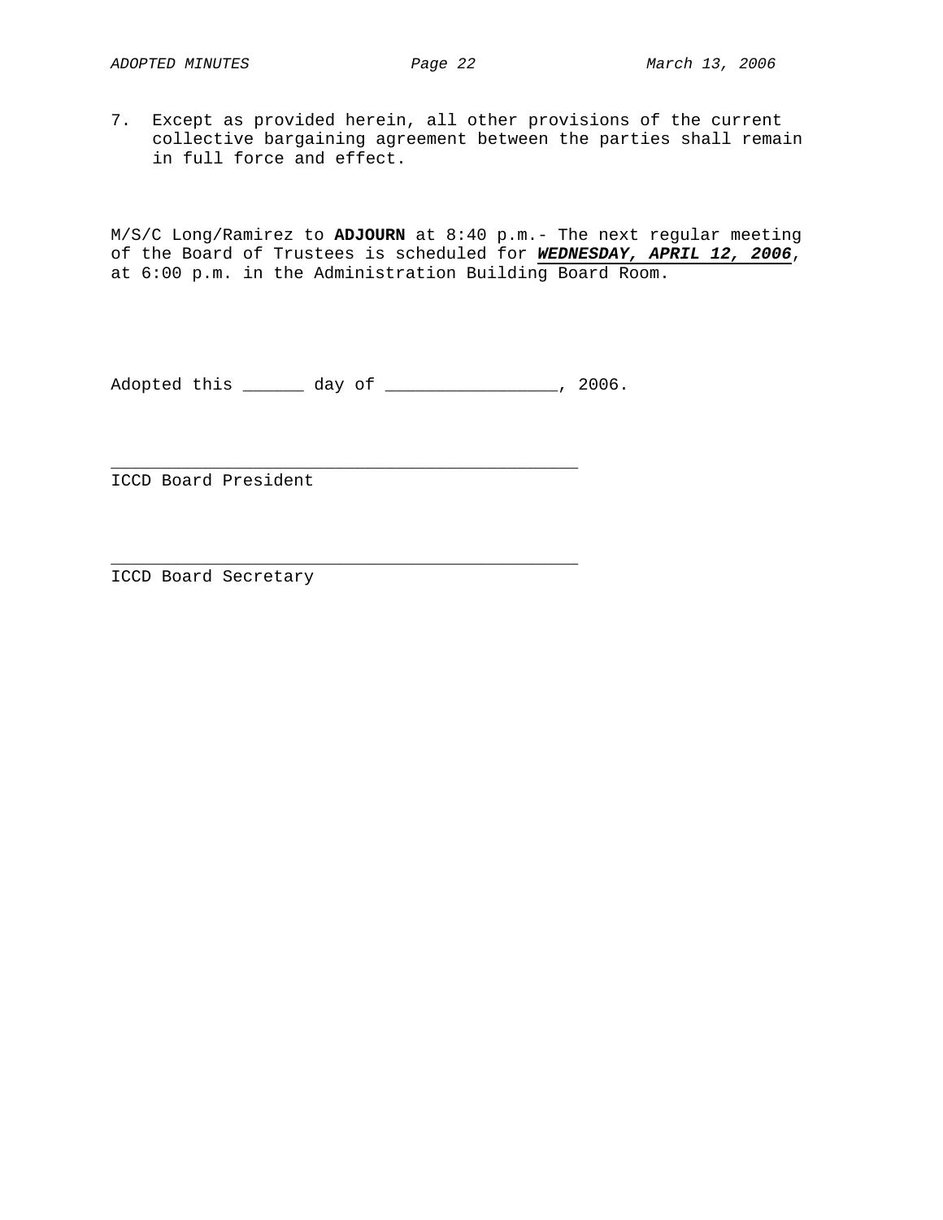7. Except as provided herein, all other provisions of the current collective bargaining agreement between the parties shall remain in full force and effect.

M/S/C Long/Ramirez to **ADJOURN** at 8:40 p.m.- The next regular meeting of the Board of Trustees is scheduled for ***WEDNESDAY, APRIL 12, 2006***, at 6:00 p.m. in the Administration Building Board Room.

Adopted this ______ day of _________________, 2006.

_____________________________________________
ICCD Board President

_____________________________________________
ICCD Board Secretary